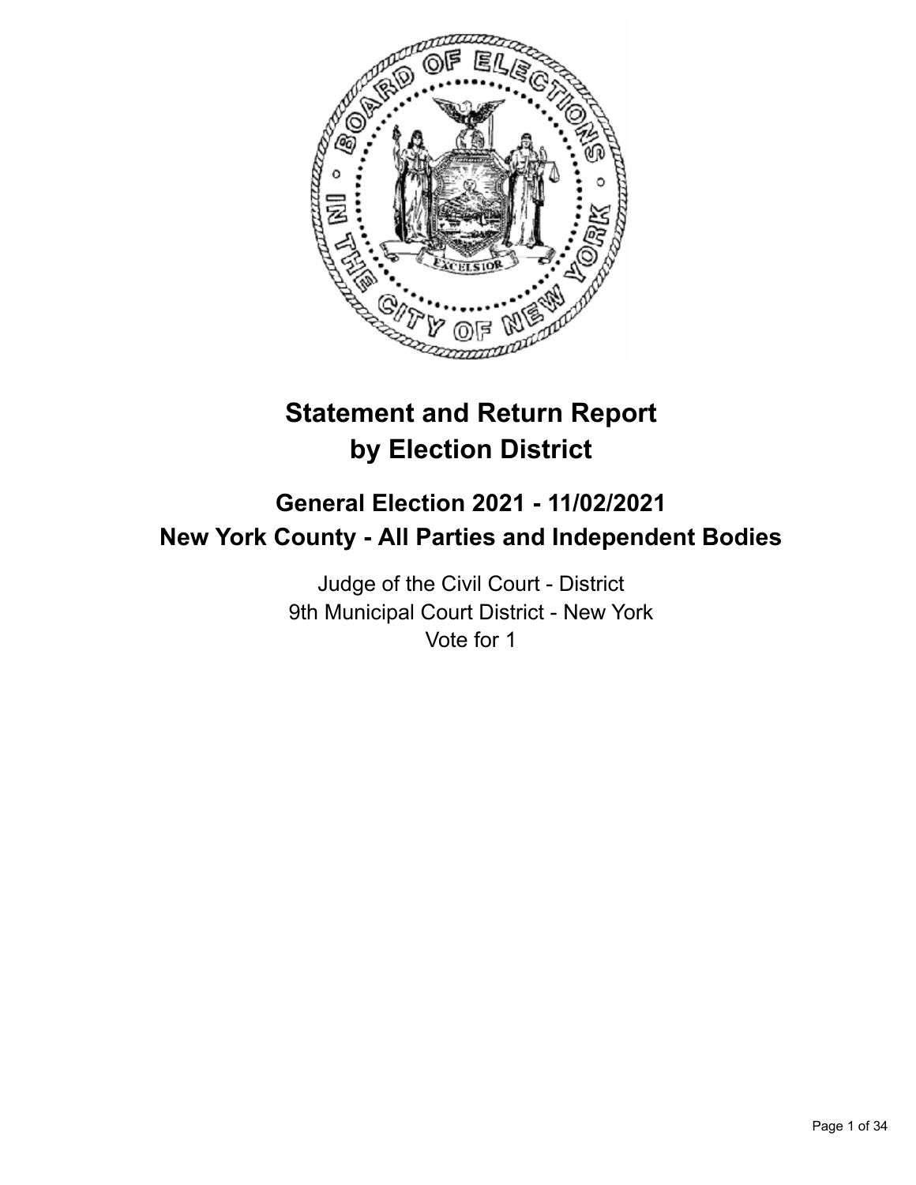# Statement and Return Report by Election District

## General Election 2021 - 11/02/2021
## New York County - All Parties and Independent Bodies

Judge of the Civil Court - District
9th Municipal Court District - New York
Vote for 1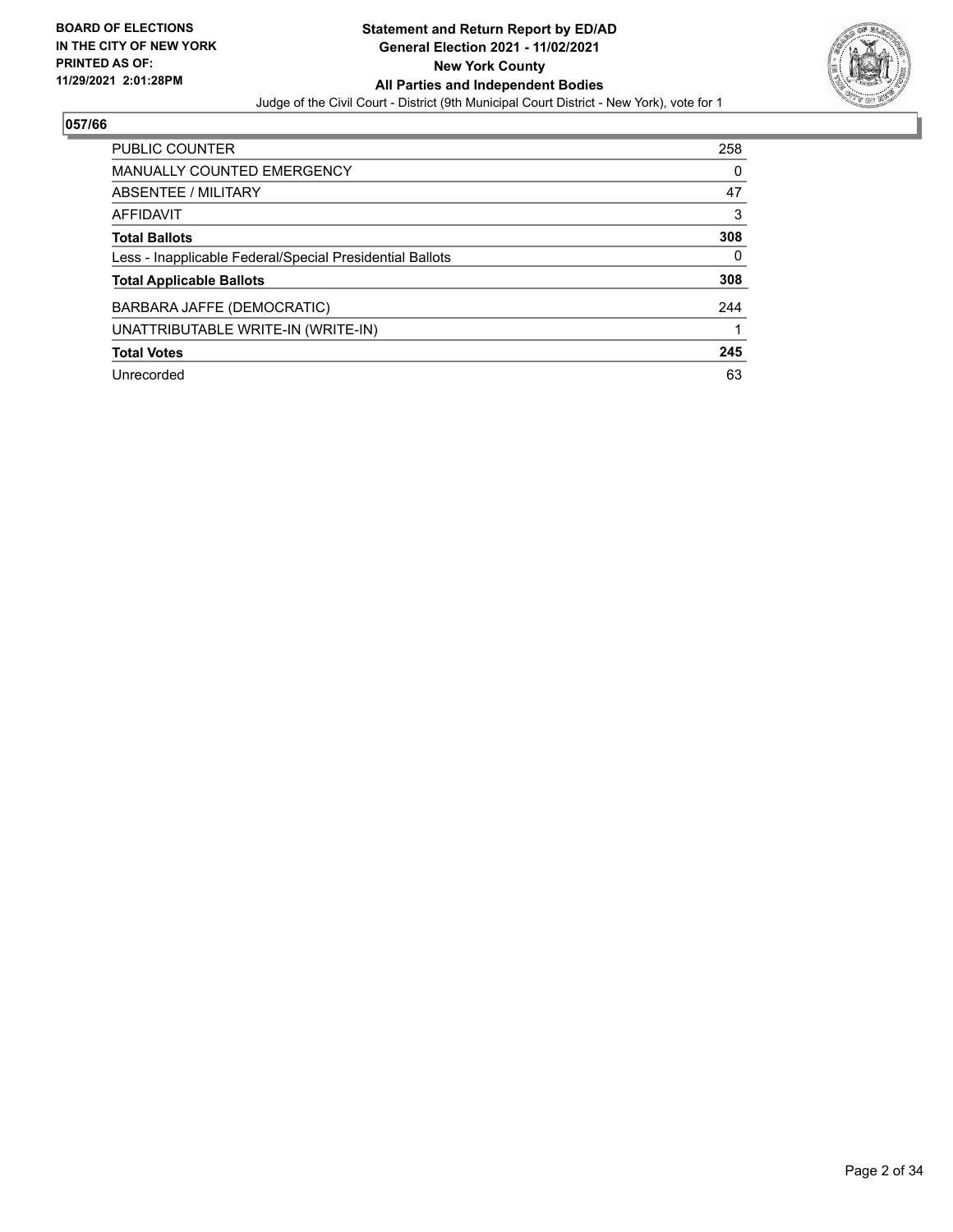BOARD OF ELECTIONS
IN THE CITY OF NEW YORK
PRINTED AS OF:
11/29/2021 2:01:28PM

**Statement and Return Report by ED/AD**
**General Election 2021 - 11/02/2021**
**New York County**
**All Parties and Independent Bodies**
Judge of the Civil Court - District (9th Municipal Court District - New York), vote for 1

## 057/66

| | |
|---|---|
| PUBLIC COUNTER | 258 |
| MANUALLY COUNTED EMERGENCY | 0 |
| ABSENTEE / MILITARY | 47 |
| AFFIDAVIT | 3 |
| **Total Ballots** | **308** |
| Less - Inapplicable Federal/Special Presidential Ballots | 0 |
| **Total Applicable Ballots** | **308** |
| BARBARA JAFFE (DEMOCRATIC) | 244 |
| UNATTRIBUTABLE WRITE-IN (WRITE-IN) | 1 |
| **Total Votes** | **245** |
| Unrecorded | 63 |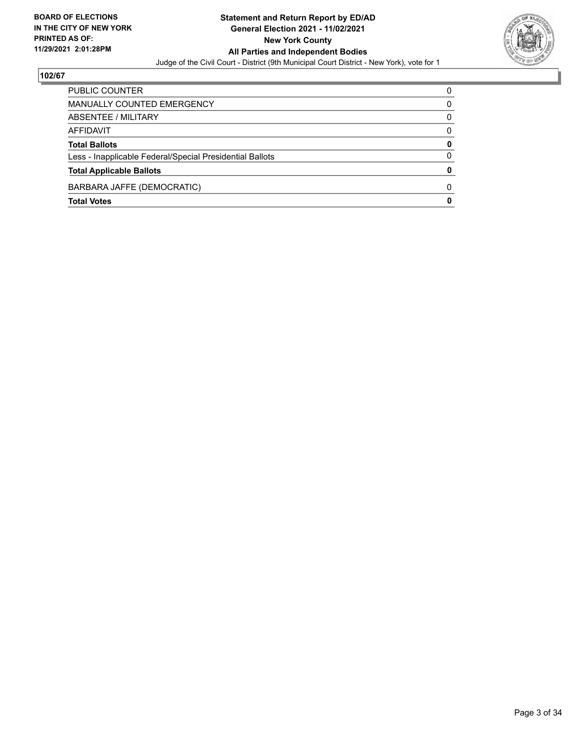**BOARD OF ELECTIONS IN THE CITY OF NEW YORK PRINTED AS OF: 11/29/2021 2:01:28PM**

**Statement and Return Report by ED/AD General Election 2021 - 11/02/2021 New York County All Parties and Independent Bodies**

Judge of the Civil Court - District (9th Municipal Court District - New York), vote for 1

**102/67**

| | |
|---|---|
| PUBLIC COUNTER | 0 |
| MANUALLY COUNTED EMERGENCY | 0 |
| ABSENTEE / MILITARY | 0 |
| AFFIDAVIT | 0 |
| **Total Ballots** | **0** |
| Less - Inapplicable Federal/Special Presidential Ballots | 0 |
| **Total Applicable Ballots** | **0** |
| BARBARA JAFFE (DEMOCRATIC) | 0 |
| **Total Votes** | **0** |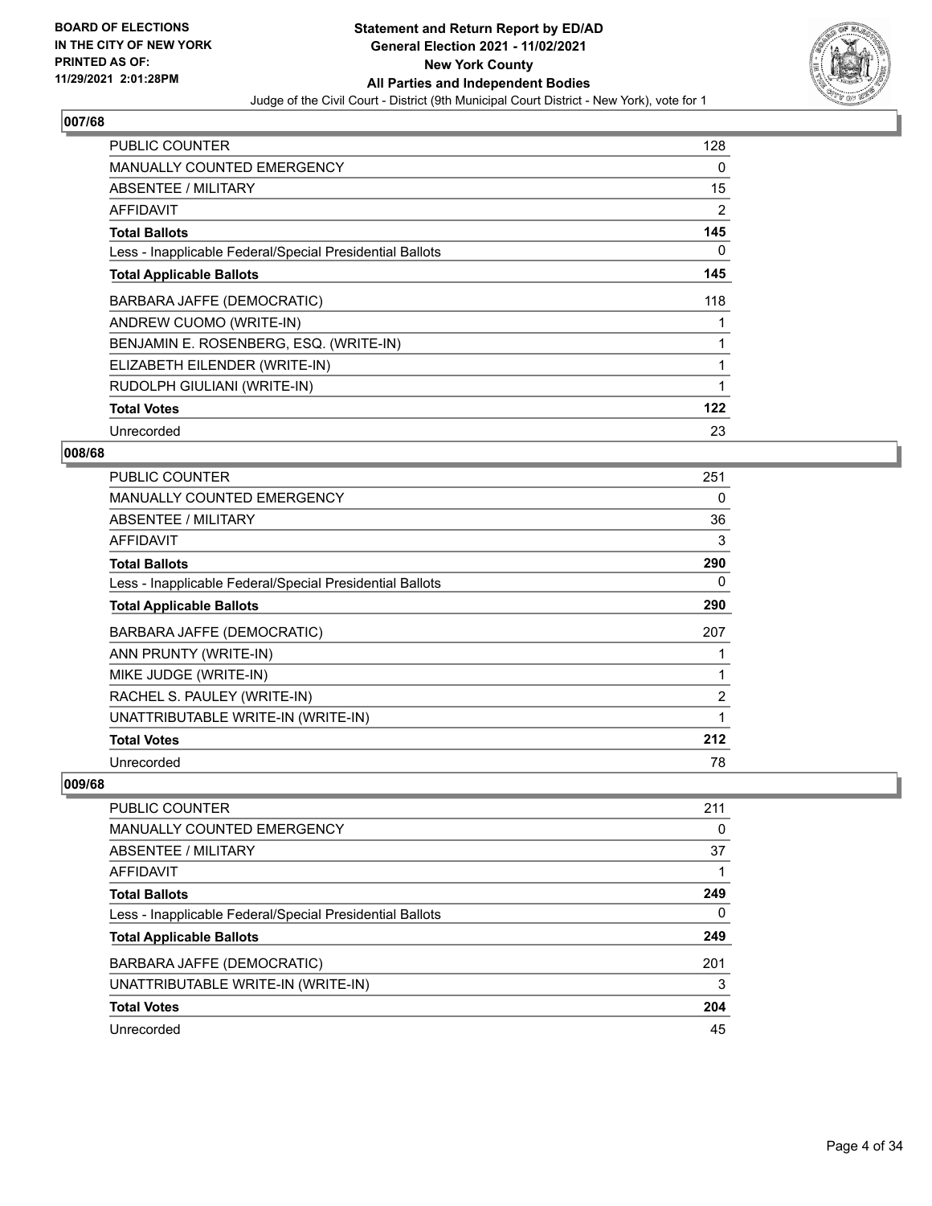**BOARD OF ELECTIONS IN THE CITY OF NEW YORK PRINTED AS OF: 11/29/2021 2:01:28PM**

**Statement and Return Report by ED/AD General Election 2021 - 11/02/2021 New York County All Parties and Independent Bodies**

Judge of the Civil Court - District (9th Municipal Court District - New York), vote for 1

## 007/68

| | |
|---|---|
| PUBLIC COUNTER | 128 |
| MANUALLY COUNTED EMERGENCY | 0 |
| ABSENTEE / MILITARY | 15 |
| AFFIDAVIT | 2 |
| **Total Ballots** | **145** |
| Less - Inapplicable Federal/Special Presidential Ballots | 0 |
| **Total Applicable Ballots** | **145** |
| BARBARA JAFFE (DEMOCRATIC) | 118 |
| ANDREW CUOMO (WRITE-IN) | 1 |
| BENJAMIN E. ROSENBERG, ESQ. (WRITE-IN) | 1 |
| ELIZABETH EILENDER (WRITE-IN) | 1 |
| RUDOLPH GIULIANI (WRITE-IN) | 1 |
| **Total Votes** | **122** |
| Unrecorded | 23 |

## 008/68

| | |
|---|---|
| PUBLIC COUNTER | 251 |
| MANUALLY COUNTED EMERGENCY | 0 |
| ABSENTEE / MILITARY | 36 |
| AFFIDAVIT | 3 |
| **Total Ballots** | **290** |
| Less - Inapplicable Federal/Special Presidential Ballots | 0 |
| **Total Applicable Ballots** | **290** |
| BARBARA JAFFE (DEMOCRATIC) | 207 |
| ANN PRUNTY (WRITE-IN) | 1 |
| MIKE JUDGE (WRITE-IN) | 1 |
| RACHEL S. PAULEY (WRITE-IN) | 2 |
| UNATTRIBUTABLE WRITE-IN (WRITE-IN) | 1 |
| **Total Votes** | **212** |
| Unrecorded | 78 |

## 009/68

| | |
|---|---|
| PUBLIC COUNTER | 211 |
| MANUALLY COUNTED EMERGENCY | 0 |
| ABSENTEE / MILITARY | 37 |
| AFFIDAVIT | 1 |
| **Total Ballots** | **249** |
| Less - Inapplicable Federal/Special Presidential Ballots | 0 |
| **Total Applicable Ballots** | **249** |
| BARBARA JAFFE (DEMOCRATIC) | 201 |
| UNATTRIBUTABLE WRITE-IN (WRITE-IN) | 3 |
| **Total Votes** | **204** |
| Unrecorded | 45 |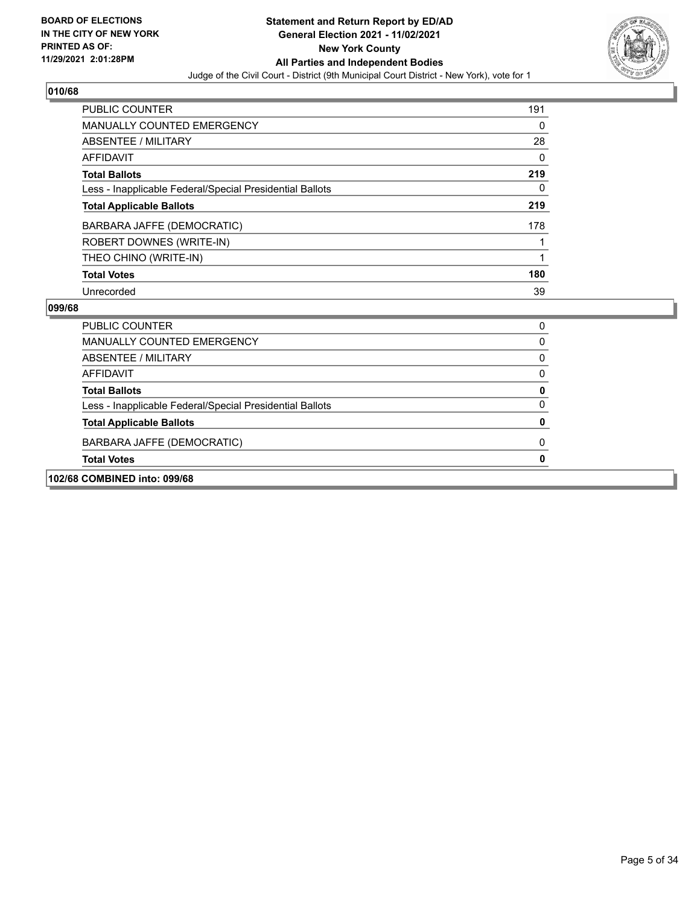## 010/68

| | |
|---|---|
| PUBLIC COUNTER | 191 |
| MANUALLY COUNTED EMERGENCY | 0 |
| ABSENTEE / MILITARY | 28 |
| AFFIDAVIT | 0 |
| **Total Ballots** | **219** |
| Less - Inapplicable Federal/Special Presidential Ballots | 0 |
| **Total Applicable Ballots** | **219** |
| BARBARA JAFFE (DEMOCRATIC) | 178 |
| ROBERT DOWNES (WRITE-IN) | 1 |
| THEO CHINO (WRITE-IN) | 1 |
| **Total Votes** | **180** |
| Unrecorded | 39 |

## 099/68

| | |
|---|---|
| PUBLIC COUNTER | 0 |
| MANUALLY COUNTED EMERGENCY | 0 |
| ABSENTEE / MILITARY | 0 |
| AFFIDAVIT | 0 |
| **Total Ballots** | **0** |
| Less - Inapplicable Federal/Special Presidential Ballots | 0 |
| **Total Applicable Ballots** | **0** |
| BARBARA JAFFE (DEMOCRATIC) | 0 |
| **Total Votes** | **0** |

## 102/68 COMBINED into: 099/68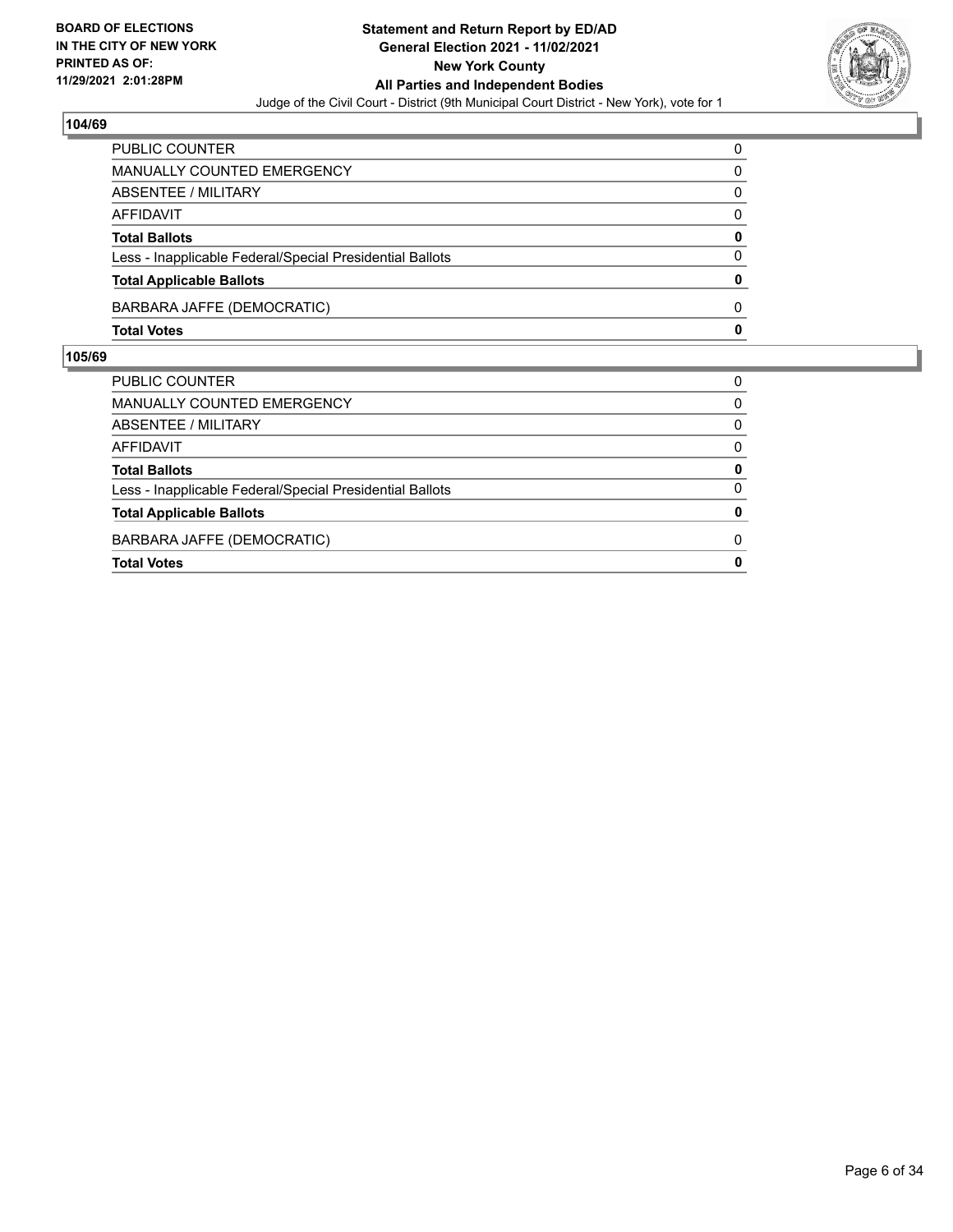## 104/69

| | |
|---|---|
| PUBLIC COUNTER | 0 |
| MANUALLY COUNTED EMERGENCY | 0 |
| ABSENTEE / MILITARY | 0 |
| AFFIDAVIT | 0 |
| **Total Ballots** | **0** |
| Less - Inapplicable Federal/Special Presidential Ballots | 0 |
| **Total Applicable Ballots** | **0** |
| BARBARA JAFFE (DEMOCRATIC) | 0 |
| **Total Votes** | **0** |

## 105/69

| | |
|---|---|
| PUBLIC COUNTER | 0 |
| MANUALLY COUNTED EMERGENCY | 0 |
| ABSENTEE / MILITARY | 0 |
| AFFIDAVIT | 0 |
| **Total Ballots** | **0** |
| Less - Inapplicable Federal/Special Presidential Ballots | 0 |
| **Total Applicable Ballots** | **0** |
| BARBARA JAFFE (DEMOCRATIC) | 0 |
| **Total Votes** | **0** |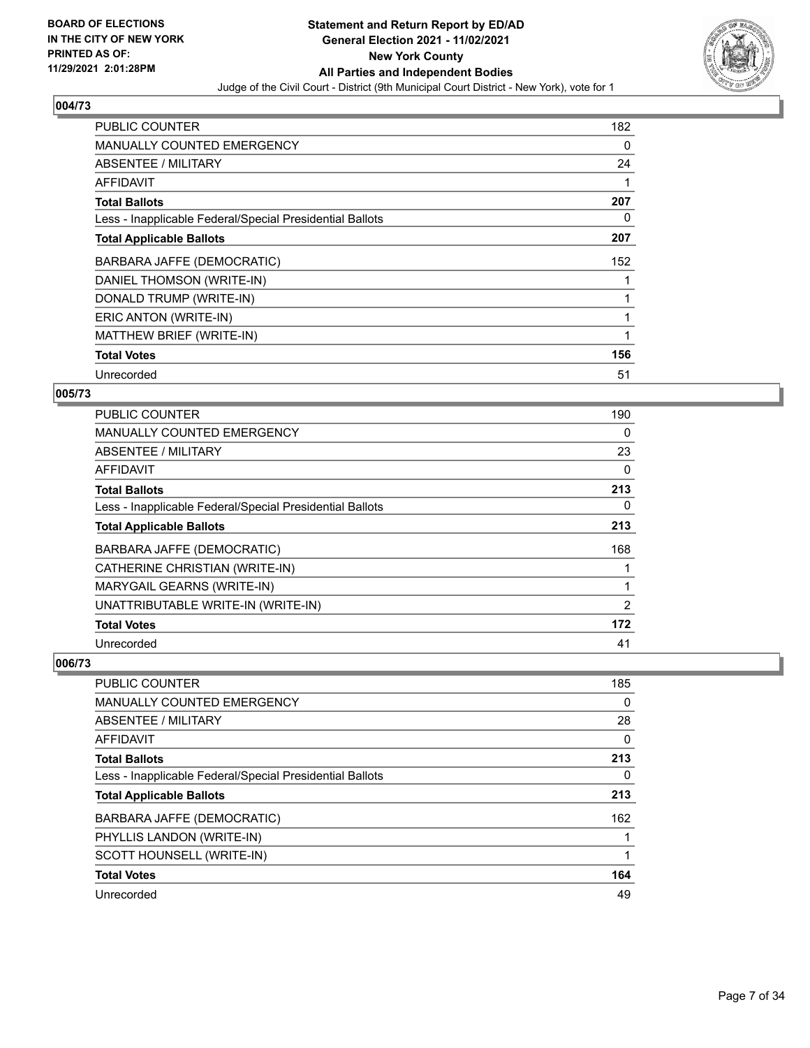## 004/73

| | |
|---|---|
| PUBLIC COUNTER | 182 |
| MANUALLY COUNTED EMERGENCY | 0 |
| ABSENTEE / MILITARY | 24 |
| AFFIDAVIT | 1 |
| **Total Ballots** | **207** |
| Less - Inapplicable Federal/Special Presidential Ballots | 0 |
| **Total Applicable Ballots** | **207** |
| BARBARA JAFFE (DEMOCRATIC) | 152 |
| DANIEL THOMSON (WRITE-IN) | 1 |
| DONALD TRUMP (WRITE-IN) | 1 |
| ERIC ANTON (WRITE-IN) | 1 |
| MATTHEW BRIEF (WRITE-IN) | 1 |
| **Total Votes** | **156** |
| Unrecorded | 51 |

## 005/73

| | |
|---|---|
| PUBLIC COUNTER | 190 |
| MANUALLY COUNTED EMERGENCY | 0 |
| ABSENTEE / MILITARY | 23 |
| AFFIDAVIT | 0 |
| **Total Ballots** | **213** |
| Less - Inapplicable Federal/Special Presidential Ballots | 0 |
| **Total Applicable Ballots** | **213** |
| BARBARA JAFFE (DEMOCRATIC) | 168 |
| CATHERINE CHRISTIAN (WRITE-IN) | 1 |
| MARYGAIL GEARNS (WRITE-IN) | 1 |
| UNATTRIBUTABLE WRITE-IN (WRITE-IN) | 2 |
| **Total Votes** | **172** |
| Unrecorded | 41 |

## 006/73

| | |
|---|---|
| PUBLIC COUNTER | 185 |
| MANUALLY COUNTED EMERGENCY | 0 |
| ABSENTEE / MILITARY | 28 |
| AFFIDAVIT | 0 |
| **Total Ballots** | **213** |
| Less - Inapplicable Federal/Special Presidential Ballots | 0 |
| **Total Applicable Ballots** | **213** |
| BARBARA JAFFE (DEMOCRATIC) | 162 |
| PHYLLIS LANDON (WRITE-IN) | 1 |
| SCOTT HOUNSELL (WRITE-IN) | 1 |
| **Total Votes** | **164** |
| Unrecorded | 49 |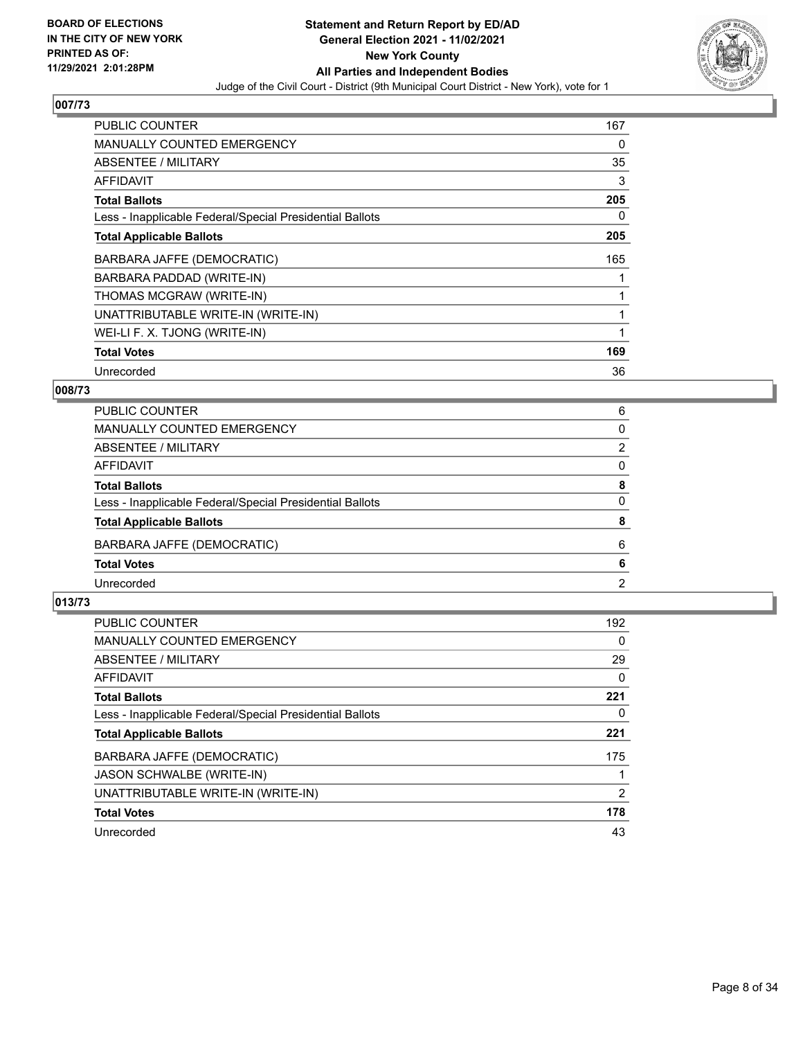BOARD OF ELECTIONS
IN THE CITY OF NEW YORK
PRINTED AS OF:
11/29/2021 2:01:28PM

**Statement and Return Report by ED/AD**
**General Election 2021 - 11/02/2021**
**New York County**
**All Parties and Independent Bodies**
Judge of the Civil Court - District (9th Municipal Court District - New York), vote for 1

## 007/73

| | |
|---|---|
| PUBLIC COUNTER | 167 |
| MANUALLY COUNTED EMERGENCY | 0 |
| ABSENTEE / MILITARY | 35 |
| AFFIDAVIT | 3 |
| **Total Ballots** | **205** |
| Less - Inapplicable Federal/Special Presidential Ballots | 0 |
| **Total Applicable Ballots** | **205** |
| BARBARA JAFFE (DEMOCRATIC) | 165 |
| BARBARA PADDAD (WRITE-IN) | 1 |
| THOMAS MCGRAW (WRITE-IN) | 1 |
| UNATTRIBUTABLE WRITE-IN (WRITE-IN) | 1 |
| WEI-LI F. X. TJONG (WRITE-IN) | 1 |
| **Total Votes** | **169** |
| Unrecorded | 36 |

## 008/73

| | |
|---|---|
| PUBLIC COUNTER | 6 |
| MANUALLY COUNTED EMERGENCY | 0 |
| ABSENTEE / MILITARY | 2 |
| AFFIDAVIT | 0 |
| **Total Ballots** | **8** |
| Less - Inapplicable Federal/Special Presidential Ballots | 0 |
| **Total Applicable Ballots** | **8** |
| BARBARA JAFFE (DEMOCRATIC) | 6 |
| **Total Votes** | **6** |
| Unrecorded | 2 |

## 013/73

| | |
|---|---|
| PUBLIC COUNTER | 192 |
| MANUALLY COUNTED EMERGENCY | 0 |
| ABSENTEE / MILITARY | 29 |
| AFFIDAVIT | 0 |
| **Total Ballots** | **221** |
| Less - Inapplicable Federal/Special Presidential Ballots | 0 |
| **Total Applicable Ballots** | **221** |
| BARBARA JAFFE (DEMOCRATIC) | 175 |
| JASON SCHWALBE (WRITE-IN) | 1 |
| UNATTRIBUTABLE WRITE-IN (WRITE-IN) | 2 |
| **Total Votes** | **178** |
| Unrecorded | 43 |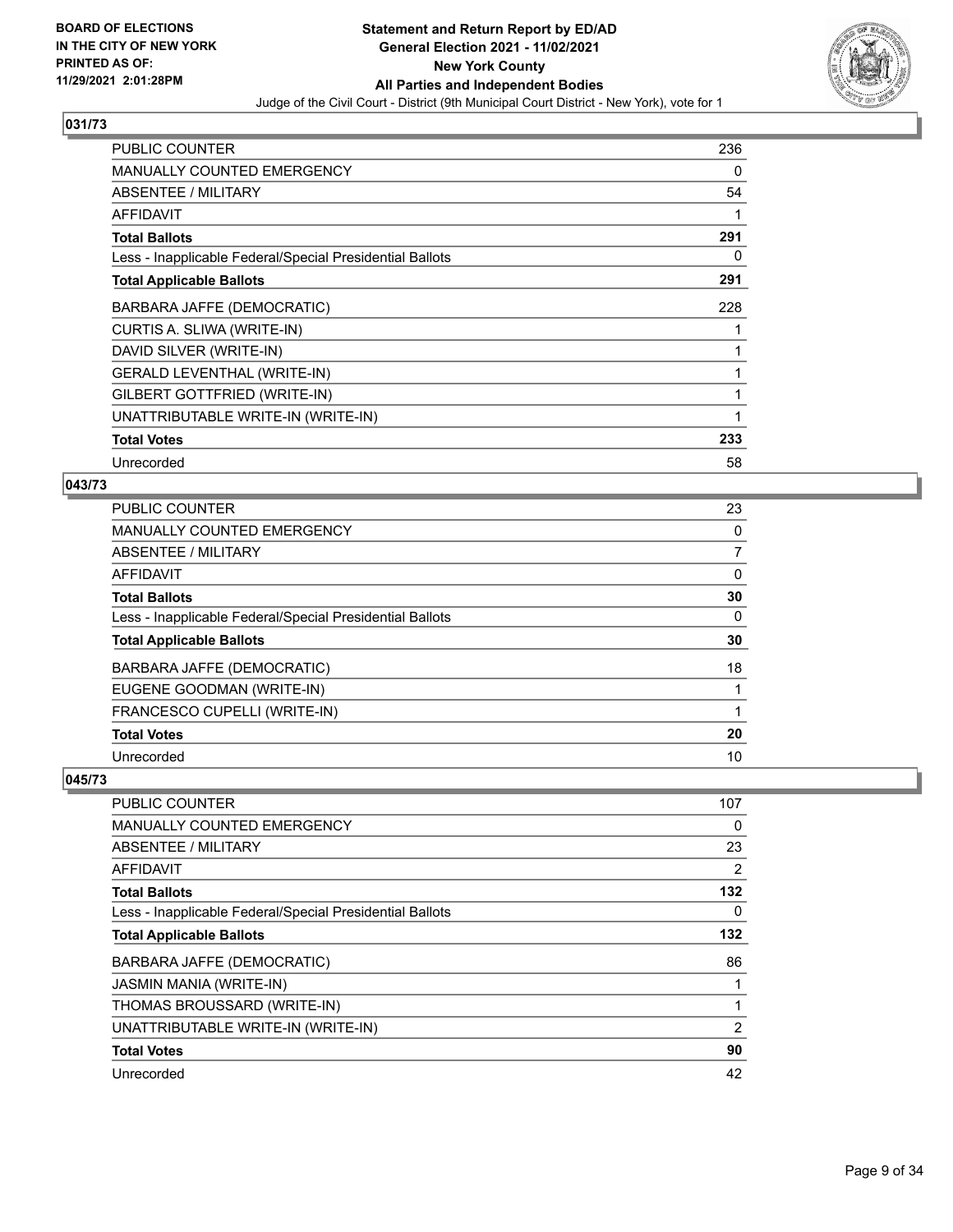## 031/73

| | |
|---|---|
| PUBLIC COUNTER | 236 |
| MANUALLY COUNTED EMERGENCY | 0 |
| ABSENTEE / MILITARY | 54 |
| AFFIDAVIT | 1 |
| **Total Ballots** | **291** |
| Less - Inapplicable Federal/Special Presidential Ballots | 0 |
| **Total Applicable Ballots** | **291** |
| BARBARA JAFFE (DEMOCRATIC) | 228 |
| CURTIS A. SLIWA (WRITE-IN) | 1 |
| DAVID SILVER (WRITE-IN) | 1 |
| GERALD LEVENTHAL (WRITE-IN) | 1 |
| GILBERT GOTTFRIED (WRITE-IN) | 1 |
| UNATTRIBUTABLE WRITE-IN (WRITE-IN) | 1 |
| **Total Votes** | **233** |
| Unrecorded | 58 |

## 043/73

| | |
|---|---|
| PUBLIC COUNTER | 23 |
| MANUALLY COUNTED EMERGENCY | 0 |
| ABSENTEE / MILITARY | 7 |
| AFFIDAVIT | 0 |
| **Total Ballots** | **30** |
| Less - Inapplicable Federal/Special Presidential Ballots | 0 |
| **Total Applicable Ballots** | **30** |
| BARBARA JAFFE (DEMOCRATIC) | 18 |
| EUGENE GOODMAN (WRITE-IN) | 1 |
| FRANCESCO CUPELLI (WRITE-IN) | 1 |
| **Total Votes** | **20** |
| Unrecorded | 10 |

## 045/73

| | |
|---|---|
| PUBLIC COUNTER | 107 |
| MANUALLY COUNTED EMERGENCY | 0 |
| ABSENTEE / MILITARY | 23 |
| AFFIDAVIT | 2 |
| **Total Ballots** | **132** |
| Less - Inapplicable Federal/Special Presidential Ballots | 0 |
| **Total Applicable Ballots** | **132** |
| BARBARA JAFFE (DEMOCRATIC) | 86 |
| JASMIN MANIA (WRITE-IN) | 1 |
| THOMAS BROUSSARD (WRITE-IN) | 1 |
| UNATTRIBUTABLE WRITE-IN (WRITE-IN) | 2 |
| **Total Votes** | **90** |
| Unrecorded | 42 |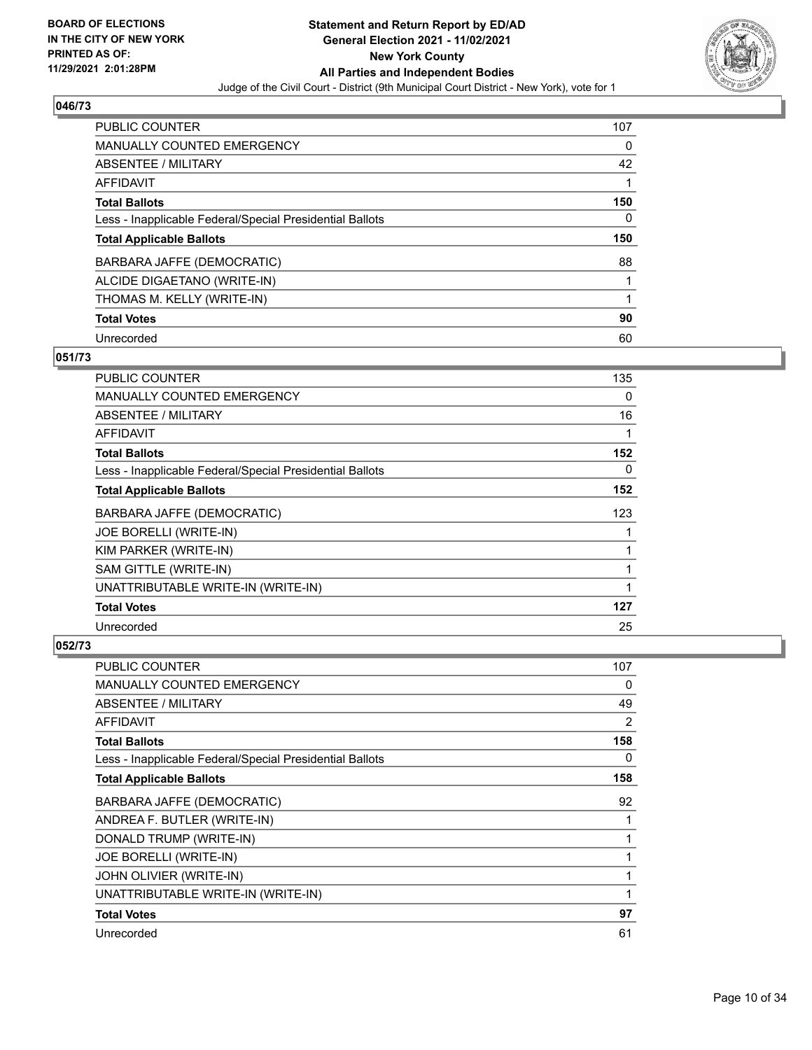BOARD OF ELECTIONS IN THE CITY OF NEW YORK PRINTED AS OF: 11/29/2021 2:01:28PM

**Statement and Return Report by ED/AD**
**General Election 2021 - 11/02/2021**
**New York County**
**All Parties and Independent Bodies**
Judge of the Civil Court - District (9th Municipal Court District - New York), vote for 1

### 046/73

| | |
|---|---|
| PUBLIC COUNTER | 107 |
| MANUALLY COUNTED EMERGENCY | 0 |
| ABSENTEE / MILITARY | 42 |
| AFFIDAVIT | 1 |
| **Total Ballots** | **150** |
| Less - Inapplicable Federal/Special Presidential Ballots | 0 |
| **Total Applicable Ballots** | **150** |
| BARBARA JAFFE (DEMOCRATIC) | 88 |
| ALCIDE DIGAETANO (WRITE-IN) | 1 |
| THOMAS M. KELLY (WRITE-IN) | 1 |
| **Total Votes** | **90** |
| Unrecorded | 60 |

### 051/73

| | |
|---|---|
| PUBLIC COUNTER | 135 |
| MANUALLY COUNTED EMERGENCY | 0 |
| ABSENTEE / MILITARY | 16 |
| AFFIDAVIT | 1 |
| **Total Ballots** | **152** |
| Less - Inapplicable Federal/Special Presidential Ballots | 0 |
| **Total Applicable Ballots** | **152** |
| BARBARA JAFFE (DEMOCRATIC) | 123 |
| JOE BORELLI (WRITE-IN) | 1 |
| KIM PARKER (WRITE-IN) | 1 |
| SAM GITTLE (WRITE-IN) | 1 |
| UNATTRIBUTABLE WRITE-IN (WRITE-IN) | 1 |
| **Total Votes** | **127** |
| Unrecorded | 25 |

### 052/73

| | |
|---|---|
| PUBLIC COUNTER | 107 |
| MANUALLY COUNTED EMERGENCY | 0 |
| ABSENTEE / MILITARY | 49 |
| AFFIDAVIT | 2 |
| **Total Ballots** | **158** |
| Less - Inapplicable Federal/Special Presidential Ballots | 0 |
| **Total Applicable Ballots** | **158** |
| BARBARA JAFFE (DEMOCRATIC) | 92 |
| ANDREA F. BUTLER (WRITE-IN) | 1 |
| DONALD TRUMP (WRITE-IN) | 1 |
| JOE BORELLI (WRITE-IN) | 1 |
| JOHN OLIVIER (WRITE-IN) | 1 |
| UNATTRIBUTABLE WRITE-IN (WRITE-IN) | 1 |
| **Total Votes** | **97** |
| Unrecorded | 61 |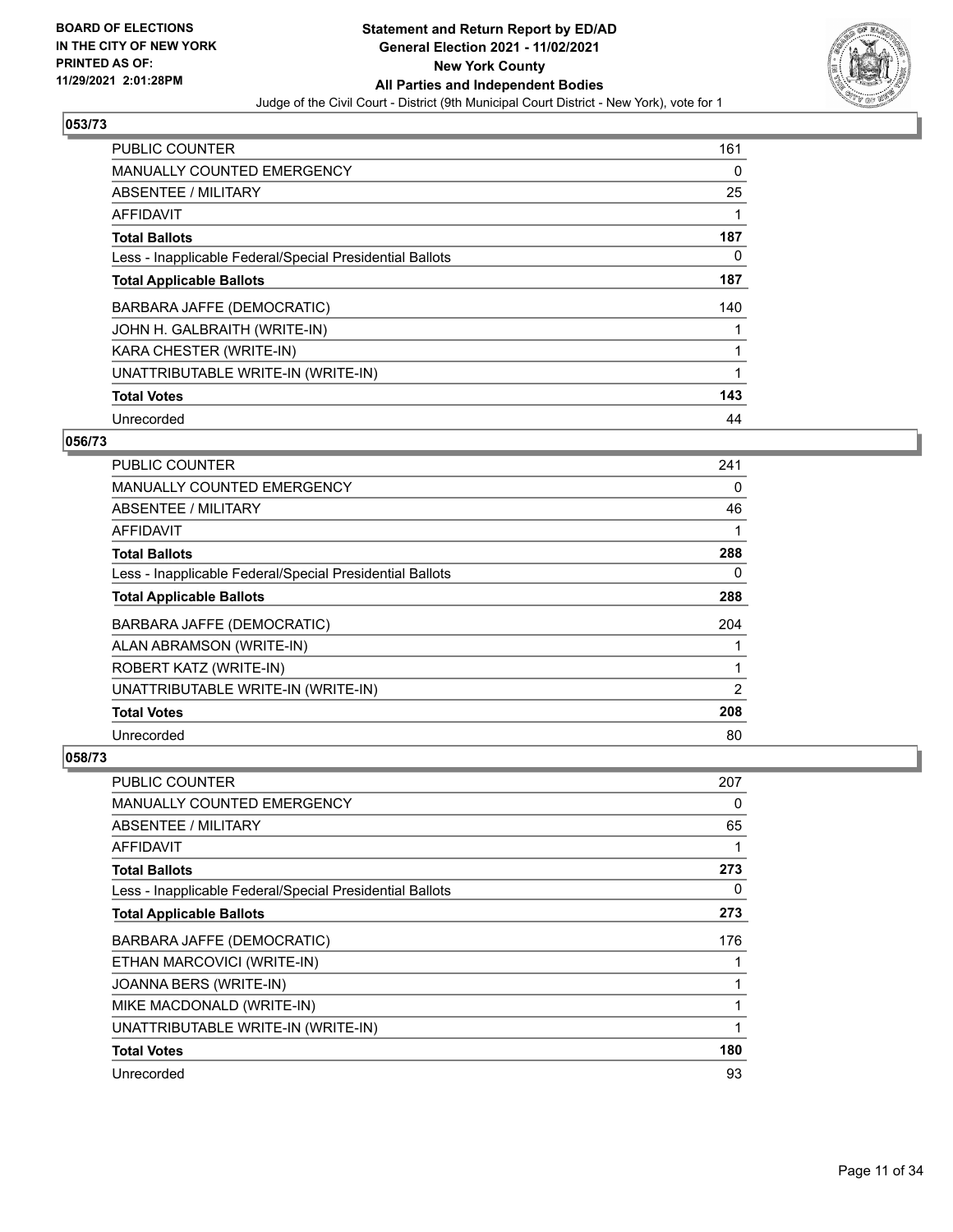## 053/73

| | |
|---|---|
| PUBLIC COUNTER | 161 |
| MANUALLY COUNTED EMERGENCY | 0 |
| ABSENTEE / MILITARY | 25 |
| AFFIDAVIT | 1 |
| **Total Ballots** | **187** |
| Less - Inapplicable Federal/Special Presidential Ballots | 0 |
| **Total Applicable Ballots** | **187** |
| BARBARA JAFFE (DEMOCRATIC) | 140 |
| JOHN H. GALBRAITH (WRITE-IN) | 1 |
| KARA CHESTER (WRITE-IN) | 1 |
| UNATTRIBUTABLE WRITE-IN (WRITE-IN) | 1 |
| **Total Votes** | **143** |
| Unrecorded | 44 |

## 056/73

| | |
|---|---|
| PUBLIC COUNTER | 241 |
| MANUALLY COUNTED EMERGENCY | 0 |
| ABSENTEE / MILITARY | 46 |
| AFFIDAVIT | 1 |
| **Total Ballots** | **288** |
| Less - Inapplicable Federal/Special Presidential Ballots | 0 |
| **Total Applicable Ballots** | **288** |
| BARBARA JAFFE (DEMOCRATIC) | 204 |
| ALAN ABRAMSON (WRITE-IN) | 1 |
| ROBERT KATZ (WRITE-IN) | 1 |
| UNATTRIBUTABLE WRITE-IN (WRITE-IN) | 2 |
| **Total Votes** | **208** |
| Unrecorded | 80 |

## 058/73

| | |
|---|---|
| PUBLIC COUNTER | 207 |
| MANUALLY COUNTED EMERGENCY | 0 |
| ABSENTEE / MILITARY | 65 |
| AFFIDAVIT | 1 |
| **Total Ballots** | **273** |
| Less - Inapplicable Federal/Special Presidential Ballots | 0 |
| **Total Applicable Ballots** | **273** |
| BARBARA JAFFE (DEMOCRATIC) | 176 |
| ETHAN MARCOVICI (WRITE-IN) | 1 |
| JOANNA BERS (WRITE-IN) | 1 |
| MIKE MACDONALD (WRITE-IN) | 1 |
| UNATTRIBUTABLE WRITE-IN (WRITE-IN) | 1 |
| **Total Votes** | **180** |
| Unrecorded | 93 |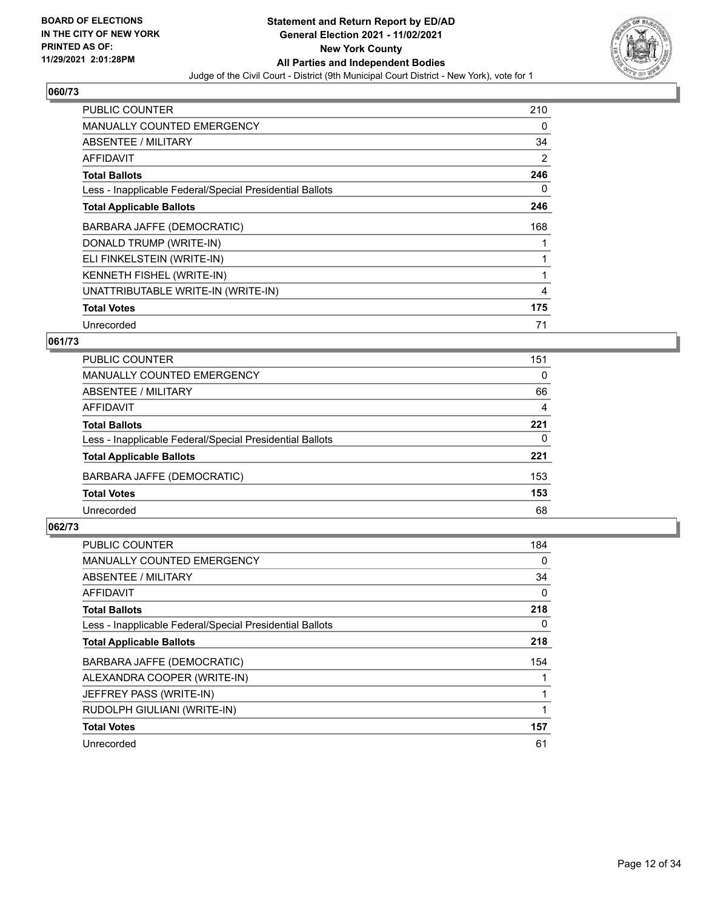**BOARD OF ELECTIONS IN THE CITY OF NEW YORK PRINTED AS OF: 11/29/2021 2:01:28PM**

# Statement and Return Report by ED/AD
## General Election 2021 - 11/02/2021
## New York County
## All Parties and Independent Bodies

Judge of the Civil Court - District (9th Municipal Court District - New York), vote for 1

### 060/73

| | |
|---|---|
| PUBLIC COUNTER | 210 |
| MANUALLY COUNTED EMERGENCY | 0 |
| ABSENTEE / MILITARY | 34 |
| AFFIDAVIT | 2 |
| **Total Ballots** | **246** |
| Less - Inapplicable Federal/Special Presidential Ballots | 0 |
| **Total Applicable Ballots** | **246** |
| BARBARA JAFFE (DEMOCRATIC) | 168 |
| DONALD TRUMP (WRITE-IN) | 1 |
| ELI FINKELSTEIN (WRITE-IN) | 1 |
| KENNETH FISHEL (WRITE-IN) | 1 |
| UNATTRIBUTABLE WRITE-IN (WRITE-IN) | 4 |
| **Total Votes** | **175** |
| Unrecorded | 71 |

### 061/73

| | |
|---|---|
| PUBLIC COUNTER | 151 |
| MANUALLY COUNTED EMERGENCY | 0 |
| ABSENTEE / MILITARY | 66 |
| AFFIDAVIT | 4 |
| **Total Ballots** | **221** |
| Less - Inapplicable Federal/Special Presidential Ballots | 0 |
| **Total Applicable Ballots** | **221** |
| BARBARA JAFFE (DEMOCRATIC) | 153 |
| **Total Votes** | **153** |
| Unrecorded | 68 |

### 062/73

| | |
|---|---|
| PUBLIC COUNTER | 184 |
| MANUALLY COUNTED EMERGENCY | 0 |
| ABSENTEE / MILITARY | 34 |
| AFFIDAVIT | 0 |
| **Total Ballots** | **218** |
| Less - Inapplicable Federal/Special Presidential Ballots | 0 |
| **Total Applicable Ballots** | **218** |
| BARBARA JAFFE (DEMOCRATIC) | 154 |
| ALEXANDRA COOPER (WRITE-IN) | 1 |
| JEFFREY PASS (WRITE-IN) | 1 |
| RUDOLPH GIULIANI (WRITE-IN) | 1 |
| **Total Votes** | **157** |
| Unrecorded | 61 |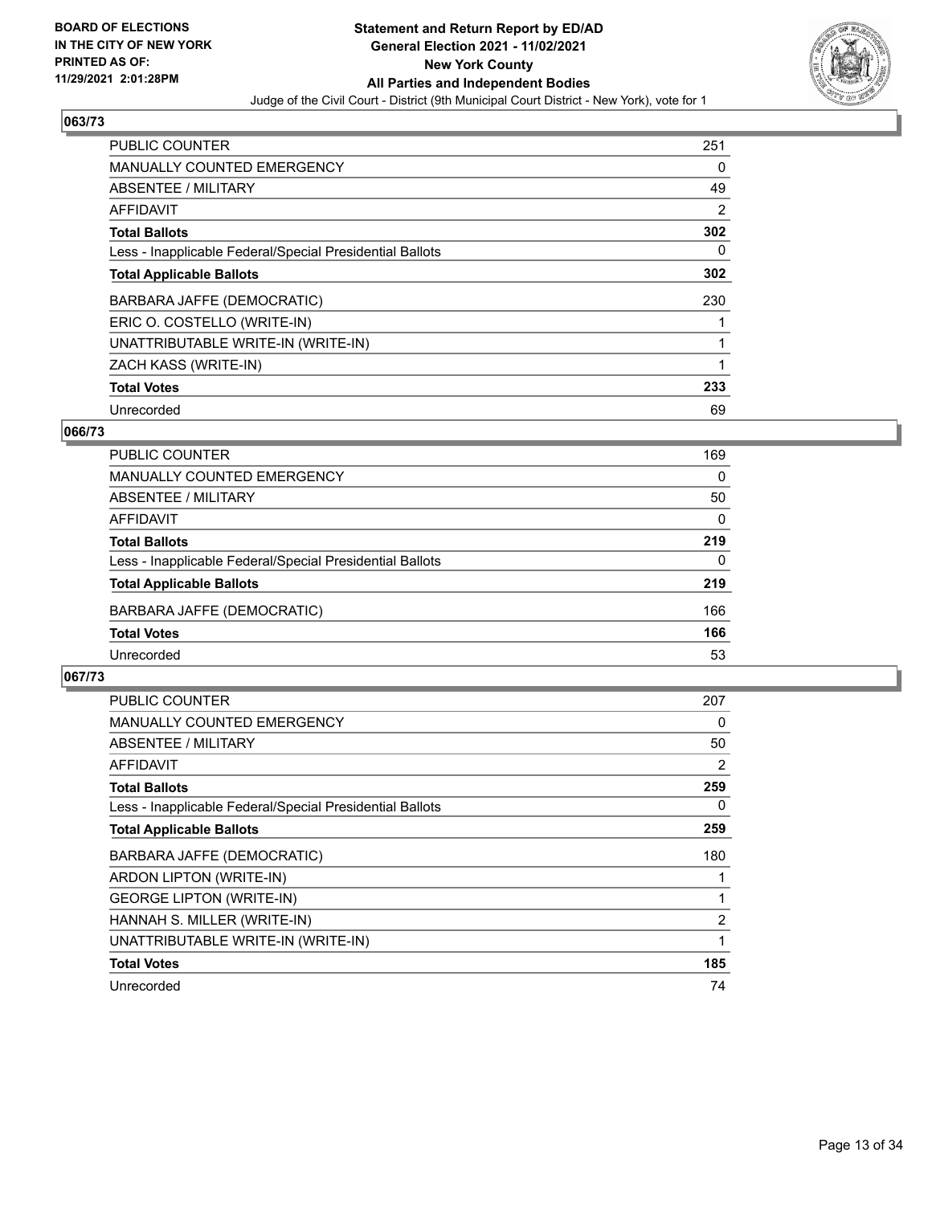**BOARD OF ELECTIONS IN THE CITY OF NEW YORK PRINTED AS OF: 11/29/2021 2:01:28PM**

# Statement and Return Report by ED/AD
## General Election 2021 - 11/02/2021
## New York County
## All Parties and Independent Bodies

Judge of the Civil Court - District (9th Municipal Court District - New York), vote for 1

### 063/73

| | |
|---|---|
| PUBLIC COUNTER | 251 |
| MANUALLY COUNTED EMERGENCY | 0 |
| ABSENTEE / MILITARY | 49 |
| AFFIDAVIT | 2 |
| **Total Ballots** | **302** |
| Less - Inapplicable Federal/Special Presidential Ballots | 0 |
| **Total Applicable Ballots** | **302** |
| BARBARA JAFFE (DEMOCRATIC) | 230 |
| ERIC O. COSTELLO (WRITE-IN) | 1 |
| UNATTRIBUTABLE WRITE-IN (WRITE-IN) | 1 |
| ZACH KASS (WRITE-IN) | 1 |
| **Total Votes** | **233** |
| Unrecorded | 69 |

### 066/73

| | |
|---|---|
| PUBLIC COUNTER | 169 |
| MANUALLY COUNTED EMERGENCY | 0 |
| ABSENTEE / MILITARY | 50 |
| AFFIDAVIT | 0 |
| **Total Ballots** | **219** |
| Less - Inapplicable Federal/Special Presidential Ballots | 0 |
| **Total Applicable Ballots** | **219** |
| BARBARA JAFFE (DEMOCRATIC) | 166 |
| **Total Votes** | **166** |
| Unrecorded | 53 |

### 067/73

| | |
|---|---|
| PUBLIC COUNTER | 207 |
| MANUALLY COUNTED EMERGENCY | 0 |
| ABSENTEE / MILITARY | 50 |
| AFFIDAVIT | 2 |
| **Total Ballots** | **259** |
| Less - Inapplicable Federal/Special Presidential Ballots | 0 |
| **Total Applicable Ballots** | **259** |
| BARBARA JAFFE (DEMOCRATIC) | 180 |
| ARDON LIPTON (WRITE-IN) | 1 |
| GEORGE LIPTON (WRITE-IN) | 1 |
| HANNAH S. MILLER (WRITE-IN) | 2 |
| UNATTRIBUTABLE WRITE-IN (WRITE-IN) | 1 |
| **Total Votes** | **185** |
| Unrecorded | 74 |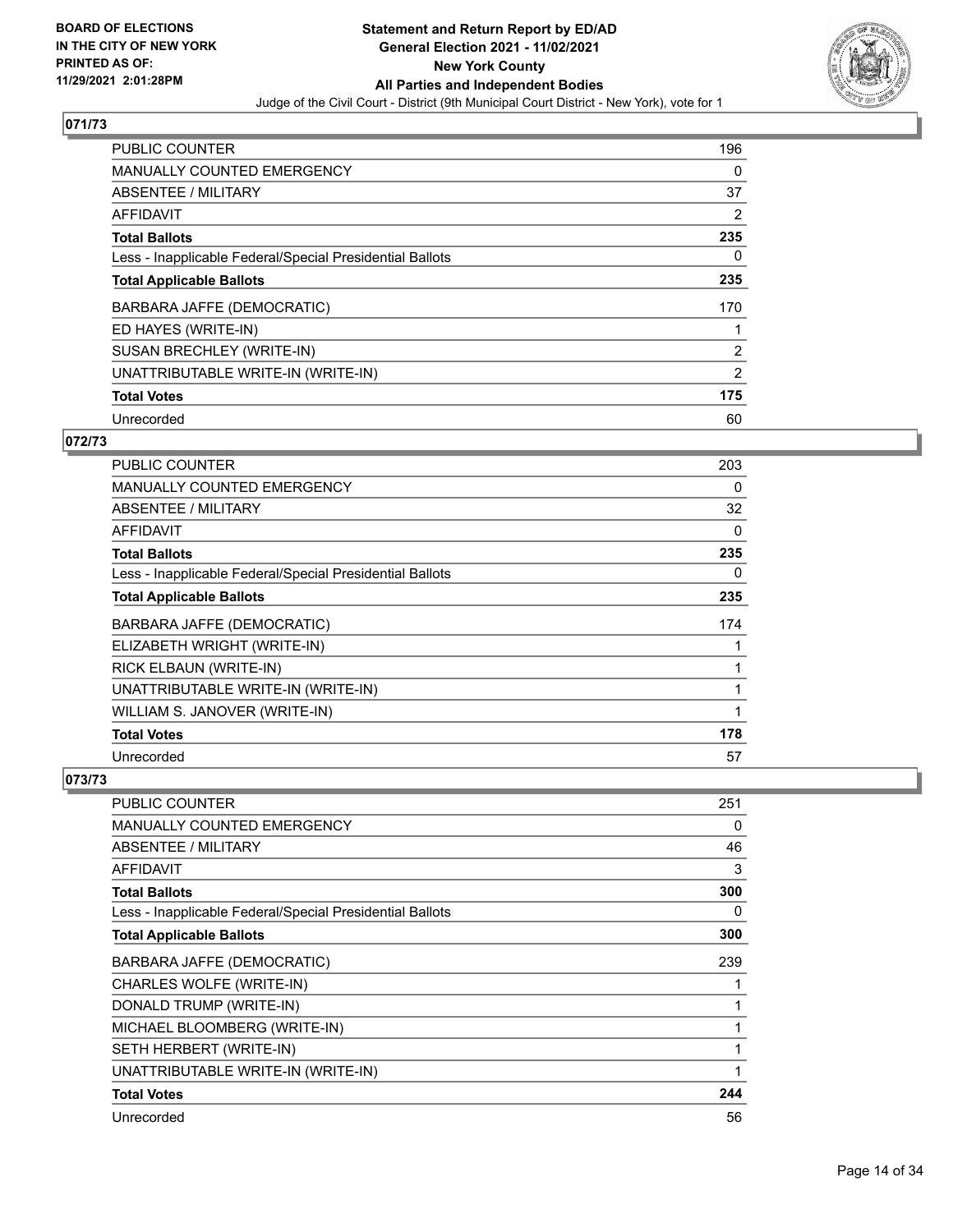## 071/73

| | |
|---|---|
| PUBLIC COUNTER | 196 |
| MANUALLY COUNTED EMERGENCY | 0 |
| ABSENTEE / MILITARY | 37 |
| AFFIDAVIT | 2 |
| **Total Ballots** | **235** |
| Less - Inapplicable Federal/Special Presidential Ballots | 0 |
| **Total Applicable Ballots** | **235** |
| BARBARA JAFFE (DEMOCRATIC) | 170 |
| ED HAYES (WRITE-IN) | 1 |
| SUSAN BRECHLEY (WRITE-IN) | 2 |
| UNATTRIBUTABLE WRITE-IN (WRITE-IN) | 2 |
| **Total Votes** | **175** |
| Unrecorded | 60 |

## 072/73

| | |
|---|---|
| PUBLIC COUNTER | 203 |
| MANUALLY COUNTED EMERGENCY | 0 |
| ABSENTEE / MILITARY | 32 |
| AFFIDAVIT | 0 |
| **Total Ballots** | **235** |
| Less - Inapplicable Federal/Special Presidential Ballots | 0 |
| **Total Applicable Ballots** | **235** |
| BARBARA JAFFE (DEMOCRATIC) | 174 |
| ELIZABETH WRIGHT (WRITE-IN) | 1 |
| RICK ELBAUN (WRITE-IN) | 1 |
| UNATTRIBUTABLE WRITE-IN (WRITE-IN) | 1 |
| WILLIAM S. JANOVER (WRITE-IN) | 1 |
| **Total Votes** | **178** |
| Unrecorded | 57 |

## 073/73

| | |
|---|---|
| PUBLIC COUNTER | 251 |
| MANUALLY COUNTED EMERGENCY | 0 |
| ABSENTEE / MILITARY | 46 |
| AFFIDAVIT | 3 |
| **Total Ballots** | **300** |
| Less - Inapplicable Federal/Special Presidential Ballots | 0 |
| **Total Applicable Ballots** | **300** |
| BARBARA JAFFE (DEMOCRATIC) | 239 |
| CHARLES WOLFE (WRITE-IN) | 1 |
| DONALD TRUMP (WRITE-IN) | 1 |
| MICHAEL BLOOMBERG (WRITE-IN) | 1 |
| SETH HERBERT (WRITE-IN) | 1 |
| UNATTRIBUTABLE WRITE-IN (WRITE-IN) | 1 |
| **Total Votes** | **244** |
| Unrecorded | 56 |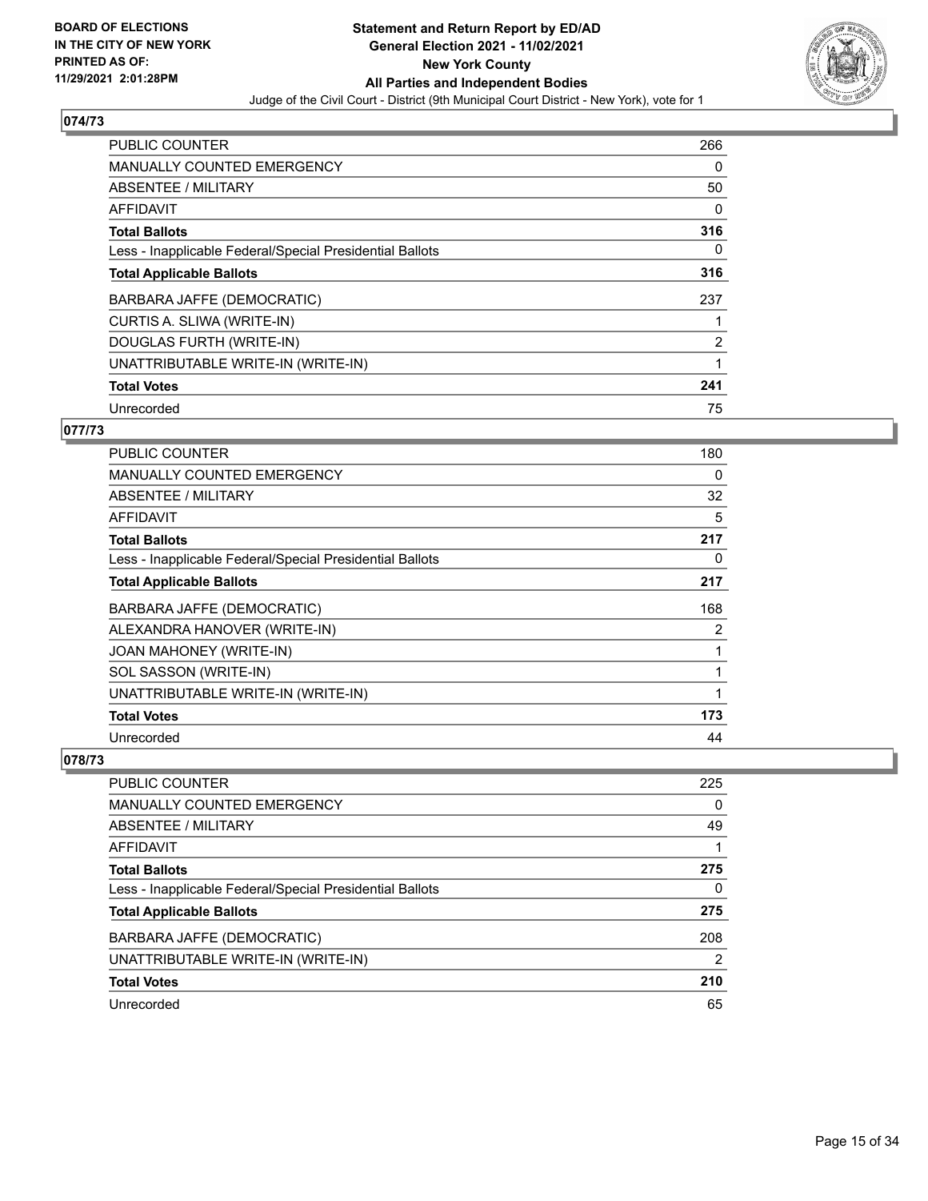**BOARD OF ELECTIONS IN THE CITY OF NEW YORK PRINTED AS OF: 11/29/2021 2:01:28PM**

**Statement and Return Report by ED/AD General Election 2021 - 11/02/2021 New York County All Parties and Independent Bodies**

Judge of the Civil Court - District (9th Municipal Court District - New York), vote for 1

## 074/73

| | |
|---|---|
| PUBLIC COUNTER | 266 |
| MANUALLY COUNTED EMERGENCY | 0 |
| ABSENTEE / MILITARY | 50 |
| AFFIDAVIT | 0 |
| **Total Ballots** | **316** |
| Less - Inapplicable Federal/Special Presidential Ballots | 0 |
| **Total Applicable Ballots** | **316** |
| BARBARA JAFFE (DEMOCRATIC) | 237 |
| CURTIS A. SLIWA (WRITE-IN) | 1 |
| DOUGLAS FURTH (WRITE-IN) | 2 |
| UNATTRIBUTABLE WRITE-IN (WRITE-IN) | 1 |
| **Total Votes** | **241** |
| Unrecorded | 75 |

## 077/73

| | |
|---|---|
| PUBLIC COUNTER | 180 |
| MANUALLY COUNTED EMERGENCY | 0 |
| ABSENTEE / MILITARY | 32 |
| AFFIDAVIT | 5 |
| **Total Ballots** | **217** |
| Less - Inapplicable Federal/Special Presidential Ballots | 0 |
| **Total Applicable Ballots** | **217** |
| BARBARA JAFFE (DEMOCRATIC) | 168 |
| ALEXANDRA HANOVER (WRITE-IN) | 2 |
| JOAN MAHONEY (WRITE-IN) | 1 |
| SOL SASSON (WRITE-IN) | 1 |
| UNATTRIBUTABLE WRITE-IN (WRITE-IN) | 1 |
| **Total Votes** | **173** |
| Unrecorded | 44 |

## 078/73

| | |
|---|---|
| PUBLIC COUNTER | 225 |
| MANUALLY COUNTED EMERGENCY | 0 |
| ABSENTEE / MILITARY | 49 |
| AFFIDAVIT | 1 |
| **Total Ballots** | **275** |
| Less - Inapplicable Federal/Special Presidential Ballots | 0 |
| **Total Applicable Ballots** | **275** |
| BARBARA JAFFE (DEMOCRATIC) | 208 |
| UNATTRIBUTABLE WRITE-IN (WRITE-IN) | 2 |
| **Total Votes** | **210** |
| Unrecorded | 65 |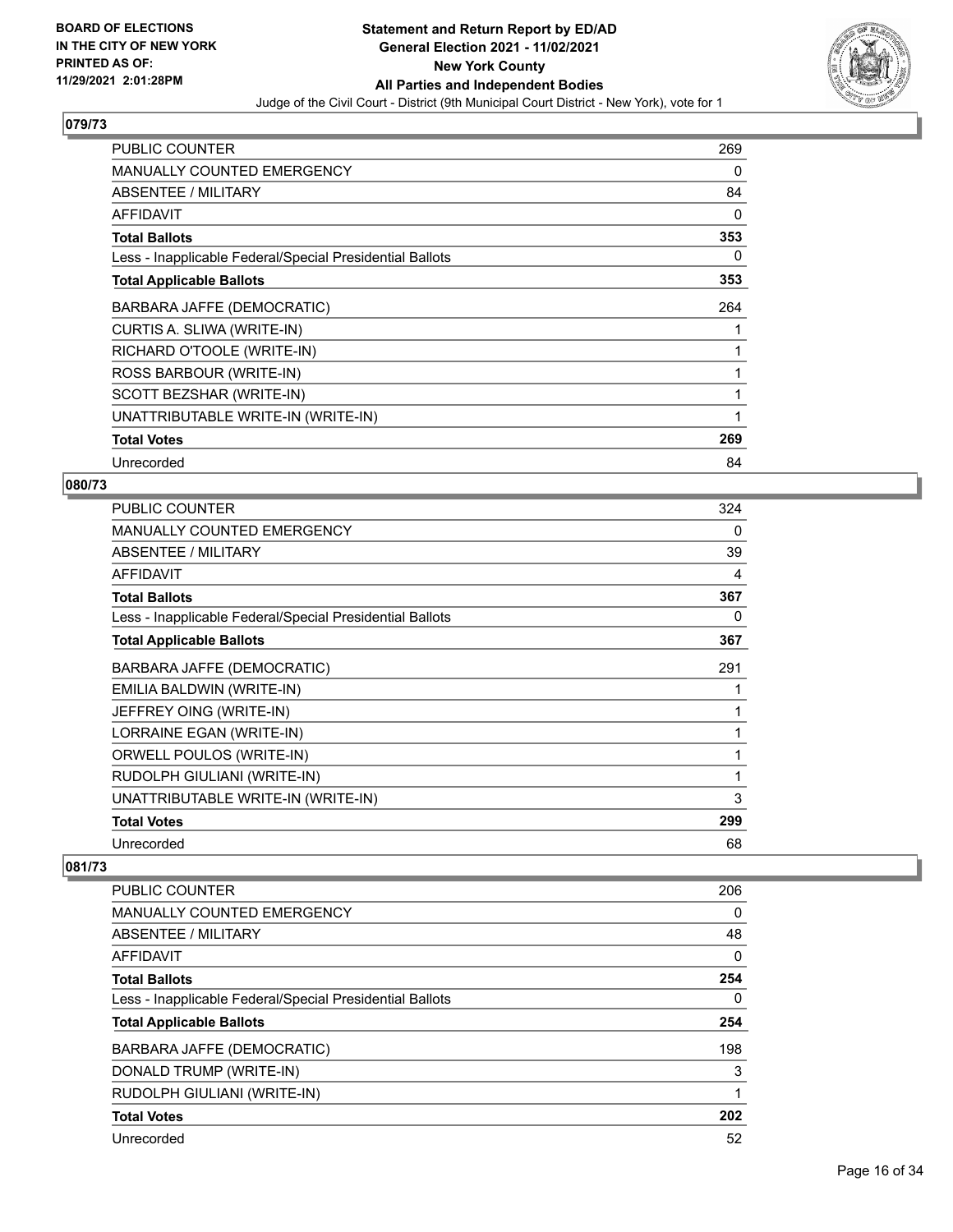## 079/73

| | |
|---|---|
| PUBLIC COUNTER | 269 |
| MANUALLY COUNTED EMERGENCY | 0 |
| ABSENTEE / MILITARY | 84 |
| AFFIDAVIT | 0 |
| **Total Ballots** | **353** |
| Less - Inapplicable Federal/Special Presidential Ballots | 0 |
| **Total Applicable Ballots** | **353** |
| BARBARA JAFFE (DEMOCRATIC) | 264 |
| CURTIS A. SLIWA (WRITE-IN) | 1 |
| RICHARD O'TOOLE (WRITE-IN) | 1 |
| ROSS BARBOUR (WRITE-IN) | 1 |
| SCOTT BEZSHAR (WRITE-IN) | 1 |
| UNATTRIBUTABLE WRITE-IN (WRITE-IN) | 1 |
| **Total Votes** | **269** |
| Unrecorded | 84 |

## 080/73

| | |
|---|---|
| PUBLIC COUNTER | 324 |
| MANUALLY COUNTED EMERGENCY | 0 |
| ABSENTEE / MILITARY | 39 |
| AFFIDAVIT | 4 |
| **Total Ballots** | **367** |
| Less - Inapplicable Federal/Special Presidential Ballots | 0 |
| **Total Applicable Ballots** | **367** |
| BARBARA JAFFE (DEMOCRATIC) | 291 |
| EMILIA BALDWIN (WRITE-IN) | 1 |
| JEFFREY OING (WRITE-IN) | 1 |
| LORRAINE EGAN (WRITE-IN) | 1 |
| ORWELL POULOS (WRITE-IN) | 1 |
| RUDOLPH GIULIANI (WRITE-IN) | 1 |
| UNATTRIBUTABLE WRITE-IN (WRITE-IN) | 3 |
| **Total Votes** | **299** |
| Unrecorded | 68 |

## 081/73

| | |
|---|---|
| PUBLIC COUNTER | 206 |
| MANUALLY COUNTED EMERGENCY | 0 |
| ABSENTEE / MILITARY | 48 |
| AFFIDAVIT | 0 |
| **Total Ballots** | **254** |
| Less - Inapplicable Federal/Special Presidential Ballots | 0 |
| **Total Applicable Ballots** | **254** |
| BARBARA JAFFE (DEMOCRATIC) | 198 |
| DONALD TRUMP (WRITE-IN) | 3 |
| RUDOLPH GIULIANI (WRITE-IN) | 1 |
| **Total Votes** | **202** |
| Unrecorded | 52 |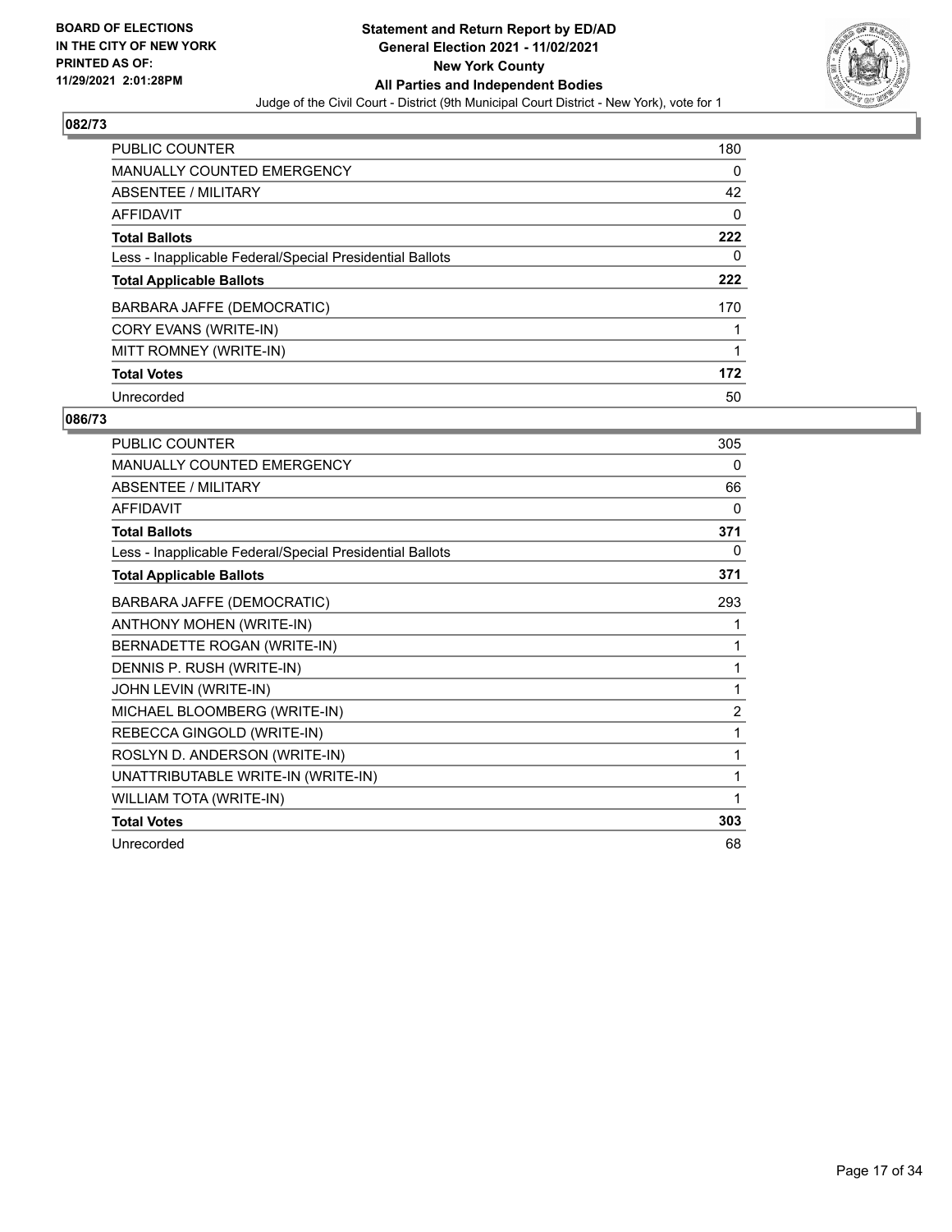## 082/73

| | |
|---|---|
| PUBLIC COUNTER | 180 |
| MANUALLY COUNTED EMERGENCY | 0 |
| ABSENTEE / MILITARY | 42 |
| AFFIDAVIT | 0 |
| **Total Ballots** | **222** |
| Less - Inapplicable Federal/Special Presidential Ballots | 0 |
| **Total Applicable Ballots** | **222** |
| BARBARA JAFFE (DEMOCRATIC) | 170 |
| CORY EVANS (WRITE-IN) | 1 |
| MITT ROMNEY (WRITE-IN) | 1 |
| **Total Votes** | **172** |
| Unrecorded | 50 |

## 086/73

| | |
|---|---|
| PUBLIC COUNTER | 305 |
| MANUALLY COUNTED EMERGENCY | 0 |
| ABSENTEE / MILITARY | 66 |
| AFFIDAVIT | 0 |
| **Total Ballots** | **371** |
| Less - Inapplicable Federal/Special Presidential Ballots | 0 |
| **Total Applicable Ballots** | **371** |
| BARBARA JAFFE (DEMOCRATIC) | 293 |
| ANTHONY MOHEN (WRITE-IN) | 1 |
| BERNADETTE ROGAN (WRITE-IN) | 1 |
| DENNIS P. RUSH (WRITE-IN) | 1 |
| JOHN LEVIN (WRITE-IN) | 1 |
| MICHAEL BLOOMBERG (WRITE-IN) | 2 |
| REBECCA GINGOLD (WRITE-IN) | 1 |
| ROSLYN D. ANDERSON (WRITE-IN) | 1 |
| UNATTRIBUTABLE WRITE-IN (WRITE-IN) | 1 |
| WILLIAM TOTA (WRITE-IN) | 1 |
| **Total Votes** | **303** |
| Unrecorded | 68 |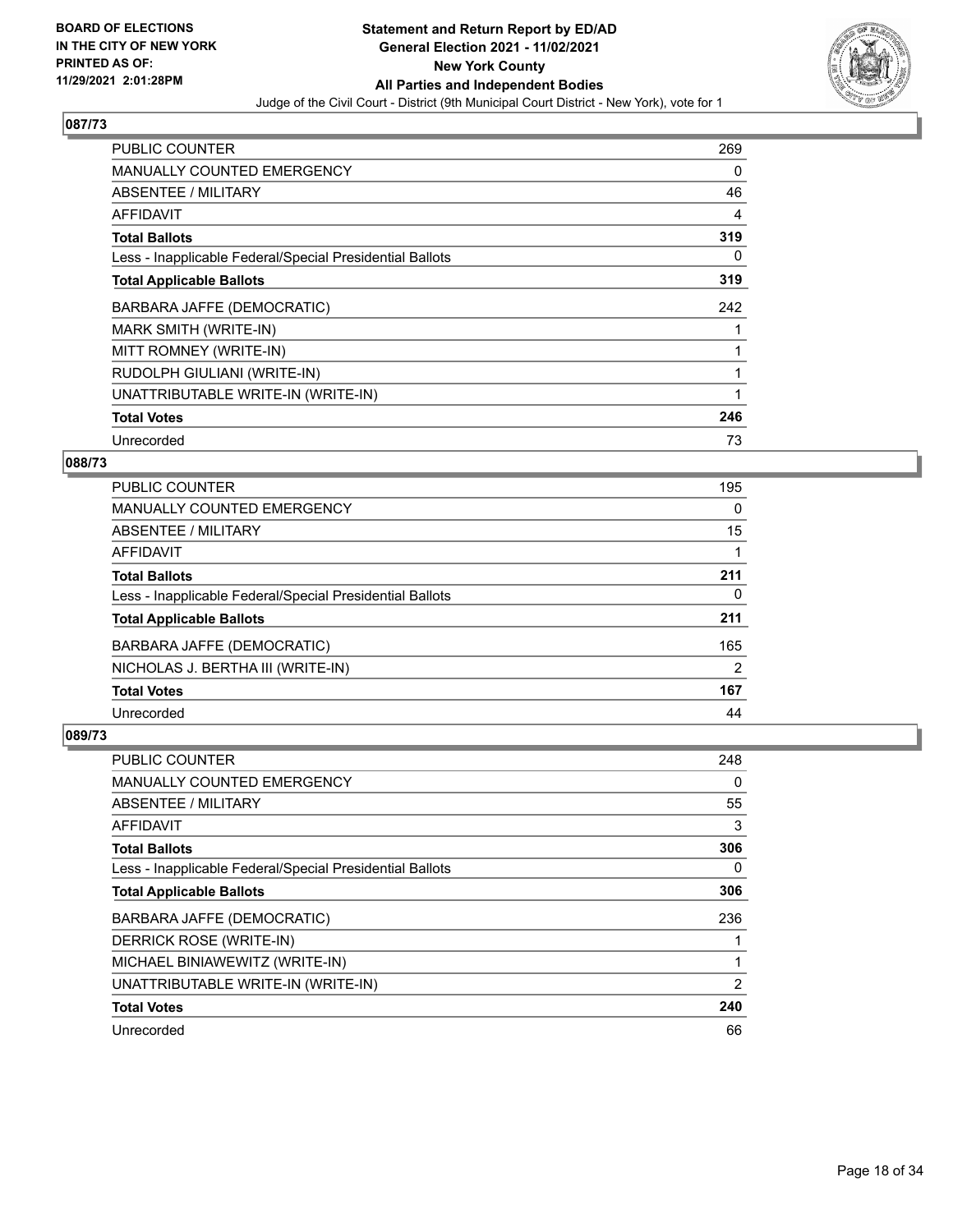## 087/73

| | |
|---|---|
| PUBLIC COUNTER | 269 |
| MANUALLY COUNTED EMERGENCY | 0 |
| ABSENTEE / MILITARY | 46 |
| AFFIDAVIT | 4 |
| **Total Ballots** | **319** |
| Less - Inapplicable Federal/Special Presidential Ballots | 0 |
| **Total Applicable Ballots** | **319** |
| BARBARA JAFFE (DEMOCRATIC) | 242 |
| MARK SMITH (WRITE-IN) | 1 |
| MITT ROMNEY (WRITE-IN) | 1 |
| RUDOLPH GIULIANI (WRITE-IN) | 1 |
| UNATTRIBUTABLE WRITE-IN (WRITE-IN) | 1 |
| **Total Votes** | **246** |
| Unrecorded | 73 |

## 088/73

| | |
|---|---|
| PUBLIC COUNTER | 195 |
| MANUALLY COUNTED EMERGENCY | 0 |
| ABSENTEE / MILITARY | 15 |
| AFFIDAVIT | 1 |
| **Total Ballots** | **211** |
| Less - Inapplicable Federal/Special Presidential Ballots | 0 |
| **Total Applicable Ballots** | **211** |
| BARBARA JAFFE (DEMOCRATIC) | 165 |
| NICHOLAS J. BERTHA III (WRITE-IN) | 2 |
| **Total Votes** | **167** |
| Unrecorded | 44 |

## 089/73

| | |
|---|---|
| PUBLIC COUNTER | 248 |
| MANUALLY COUNTED EMERGENCY | 0 |
| ABSENTEE / MILITARY | 55 |
| AFFIDAVIT | 3 |
| **Total Ballots** | **306** |
| Less - Inapplicable Federal/Special Presidential Ballots | 0 |
| **Total Applicable Ballots** | **306** |
| BARBARA JAFFE (DEMOCRATIC) | 236 |
| DERRICK ROSE (WRITE-IN) | 1 |
| MICHAEL BINIAWEWITZ (WRITE-IN) | 1 |
| UNATTRIBUTABLE WRITE-IN (WRITE-IN) | 2 |
| **Total Votes** | **240** |
| Unrecorded | 66 |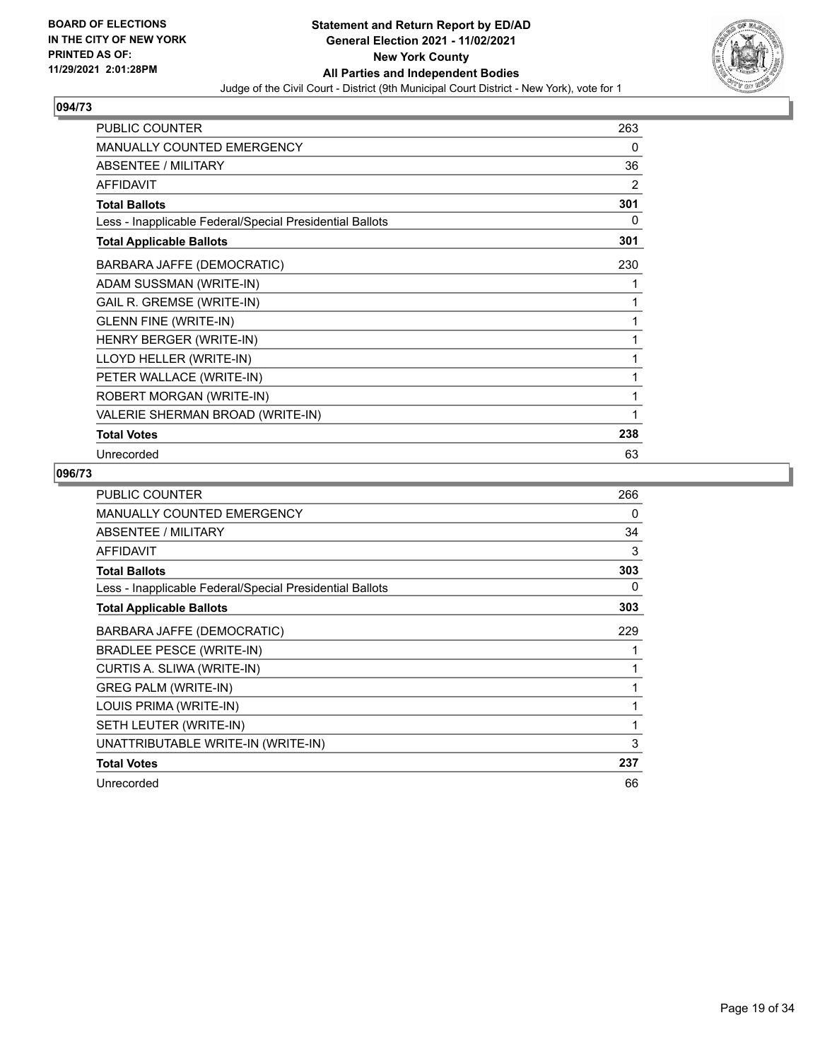**BOARD OF ELECTIONS IN THE CITY OF NEW YORK PRINTED AS OF: 11/29/2021 2:01:28PM**

**Statement and Return Report by ED/AD General Election 2021 - 11/02/2021 New York County All Parties and Independent Bodies**

Judge of the Civil Court - District (9th Municipal Court District - New York), vote for 1

## 094/73

| | |
|---|---|
| PUBLIC COUNTER | 263 |
| MANUALLY COUNTED EMERGENCY | 0 |
| ABSENTEE / MILITARY | 36 |
| AFFIDAVIT | 2 |
| **Total Ballots** | **301** |
| Less - Inapplicable Federal/Special Presidential Ballots | 0 |
| **Total Applicable Ballots** | **301** |
| BARBARA JAFFE (DEMOCRATIC) | 230 |
| ADAM SUSSMAN (WRITE-IN) | 1 |
| GAIL R. GREMSE (WRITE-IN) | 1 |
| GLENN FINE (WRITE-IN) | 1 |
| HENRY BERGER (WRITE-IN) | 1 |
| LLOYD HELLER (WRITE-IN) | 1 |
| PETER WALLACE (WRITE-IN) | 1 |
| ROBERT MORGAN (WRITE-IN) | 1 |
| VALERIE SHERMAN BROAD (WRITE-IN) | 1 |
| **Total Votes** | **238** |
| Unrecorded | 63 |

## 096/73

| | |
|---|---|
| PUBLIC COUNTER | 266 |
| MANUALLY COUNTED EMERGENCY | 0 |
| ABSENTEE / MILITARY | 34 |
| AFFIDAVIT | 3 |
| **Total Ballots** | **303** |
| Less - Inapplicable Federal/Special Presidential Ballots | 0 |
| **Total Applicable Ballots** | **303** |
| BARBARA JAFFE (DEMOCRATIC) | 229 |
| BRADLEE PESCE (WRITE-IN) | 1 |
| CURTIS A. SLIWA (WRITE-IN) | 1 |
| GREG PALM (WRITE-IN) | 1 |
| LOUIS PRIMA (WRITE-IN) | 1 |
| SETH LEUTER (WRITE-IN) | 1 |
| UNATTRIBUTABLE WRITE-IN (WRITE-IN) | 3 |
| **Total Votes** | **237** |
| Unrecorded | 66 |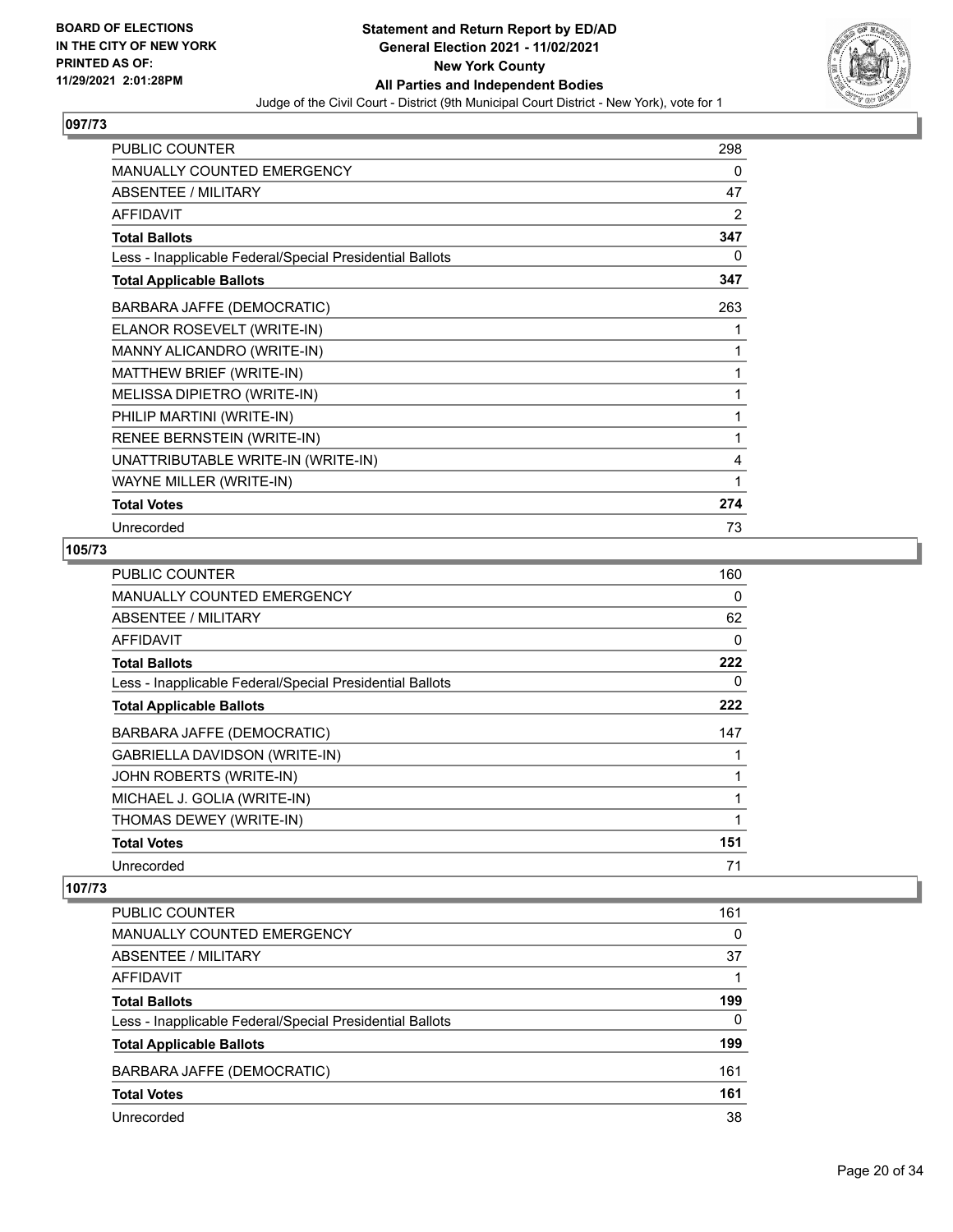**BOARD OF ELECTIONS IN THE CITY OF NEW YORK PRINTED AS OF: 11/29/2021 2:01:28PM**

**Statement and Return Report by ED/AD General Election 2021 - 11/02/2021 New York County All Parties and Independent Bodies**

Judge of the Civil Court - District (9th Municipal Court District - New York), vote for 1

### 097/73

| | |
|---|---|
| PUBLIC COUNTER | 298 |
| MANUALLY COUNTED EMERGENCY | 0 |
| ABSENTEE / MILITARY | 47 |
| AFFIDAVIT | 2 |
| **Total Ballots** | **347** |
| Less - Inapplicable Federal/Special Presidential Ballots | 0 |
| **Total Applicable Ballots** | **347** |
| BARBARA JAFFE (DEMOCRATIC) | 263 |
| ELANOR ROSEVELT (WRITE-IN) | 1 |
| MANNY ALICANDRO (WRITE-IN) | 1 |
| MATTHEW BRIEF (WRITE-IN) | 1 |
| MELISSA DIPIETRO (WRITE-IN) | 1 |
| PHILIP MARTINI (WRITE-IN) | 1 |
| RENEE BERNSTEIN (WRITE-IN) | 1 |
| UNATTRIBUTABLE WRITE-IN (WRITE-IN) | 4 |
| WAYNE MILLER (WRITE-IN) | 1 |
| **Total Votes** | **274** |
| Unrecorded | 73 |

### 105/73

| | |
|---|---|
| PUBLIC COUNTER | 160 |
| MANUALLY COUNTED EMERGENCY | 0 |
| ABSENTEE / MILITARY | 62 |
| AFFIDAVIT | 0 |
| **Total Ballots** | **222** |
| Less - Inapplicable Federal/Special Presidential Ballots | 0 |
| **Total Applicable Ballots** | **222** |
| BARBARA JAFFE (DEMOCRATIC) | 147 |
| GABRIELLA DAVIDSON (WRITE-IN) | 1 |
| JOHN ROBERTS (WRITE-IN) | 1 |
| MICHAEL J. GOLIA (WRITE-IN) | 1 |
| THOMAS DEWEY (WRITE-IN) | 1 |
| **Total Votes** | **151** |
| Unrecorded | 71 |

### 107/73

| | |
|---|---|
| PUBLIC COUNTER | 161 |
| MANUALLY COUNTED EMERGENCY | 0 |
| ABSENTEE / MILITARY | 37 |
| AFFIDAVIT | 1 |
| **Total Ballots** | **199** |
| Less - Inapplicable Federal/Special Presidential Ballots | 0 |
| **Total Applicable Ballots** | **199** |
| BARBARA JAFFE (DEMOCRATIC) | 161 |
| **Total Votes** | **161** |
| Unrecorded | 38 |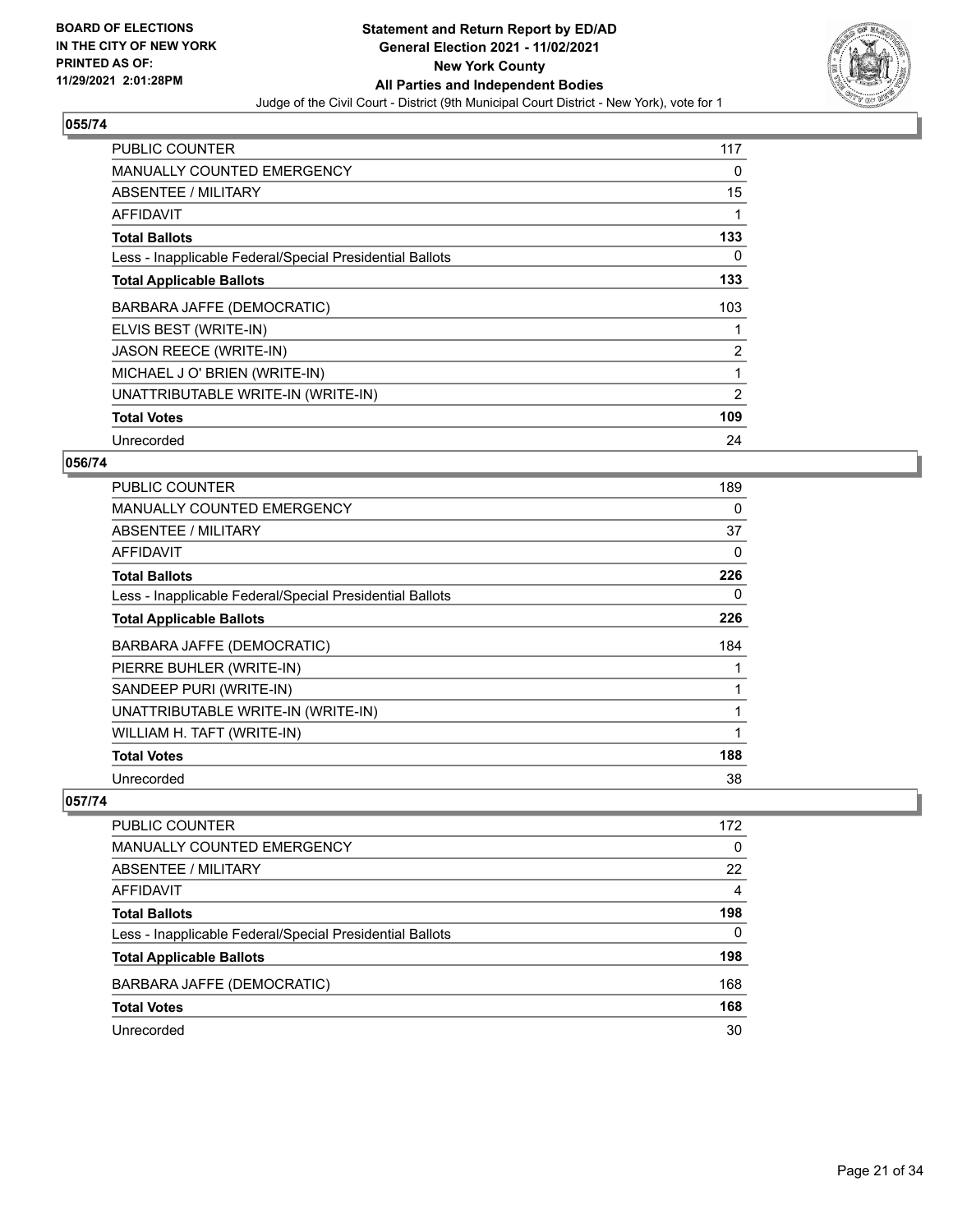**BOARD OF ELECTIONS IN THE CITY OF NEW YORK PRINTED AS OF: 11/29/2021 2:01:28PM**

# Statement and Return Report by ED/AD
## General Election 2021 - 11/02/2021
## New York County
## All Parties and Independent Bodies

Judge of the Civil Court - District (9th Municipal Court District - New York), vote for 1

### 055/74

| | |
|---|---|
| PUBLIC COUNTER | 117 |
| MANUALLY COUNTED EMERGENCY | 0 |
| ABSENTEE / MILITARY | 15 |
| AFFIDAVIT | 1 |
| **Total Ballots** | **133** |
| Less - Inapplicable Federal/Special Presidential Ballots | 0 |
| **Total Applicable Ballots** | **133** |
| BARBARA JAFFE (DEMOCRATIC) | 103 |
| ELVIS BEST (WRITE-IN) | 1 |
| JASON REECE (WRITE-IN) | 2 |
| MICHAEL J O' BRIEN (WRITE-IN) | 1 |
| UNATTRIBUTABLE WRITE-IN (WRITE-IN) | 2 |
| **Total Votes** | **109** |
| Unrecorded | 24 |

### 056/74

| | |
|---|---|
| PUBLIC COUNTER | 189 |
| MANUALLY COUNTED EMERGENCY | 0 |
| ABSENTEE / MILITARY | 37 |
| AFFIDAVIT | 0 |
| **Total Ballots** | **226** |
| Less - Inapplicable Federal/Special Presidential Ballots | 0 |
| **Total Applicable Ballots** | **226** |
| BARBARA JAFFE (DEMOCRATIC) | 184 |
| PIERRE BUHLER (WRITE-IN) | 1 |
| SANDEEP PURI (WRITE-IN) | 1 |
| UNATTRIBUTABLE WRITE-IN (WRITE-IN) | 1 |
| WILLIAM H. TAFT (WRITE-IN) | 1 |
| **Total Votes** | **188** |
| Unrecorded | 38 |

### 057/74

| | |
|---|---|
| PUBLIC COUNTER | 172 |
| MANUALLY COUNTED EMERGENCY | 0 |
| ABSENTEE / MILITARY | 22 |
| AFFIDAVIT | 4 |
| **Total Ballots** | **198** |
| Less - Inapplicable Federal/Special Presidential Ballots | 0 |
| **Total Applicable Ballots** | **198** |
| BARBARA JAFFE (DEMOCRATIC) | 168 |
| **Total Votes** | **168** |
| Unrecorded | 30 |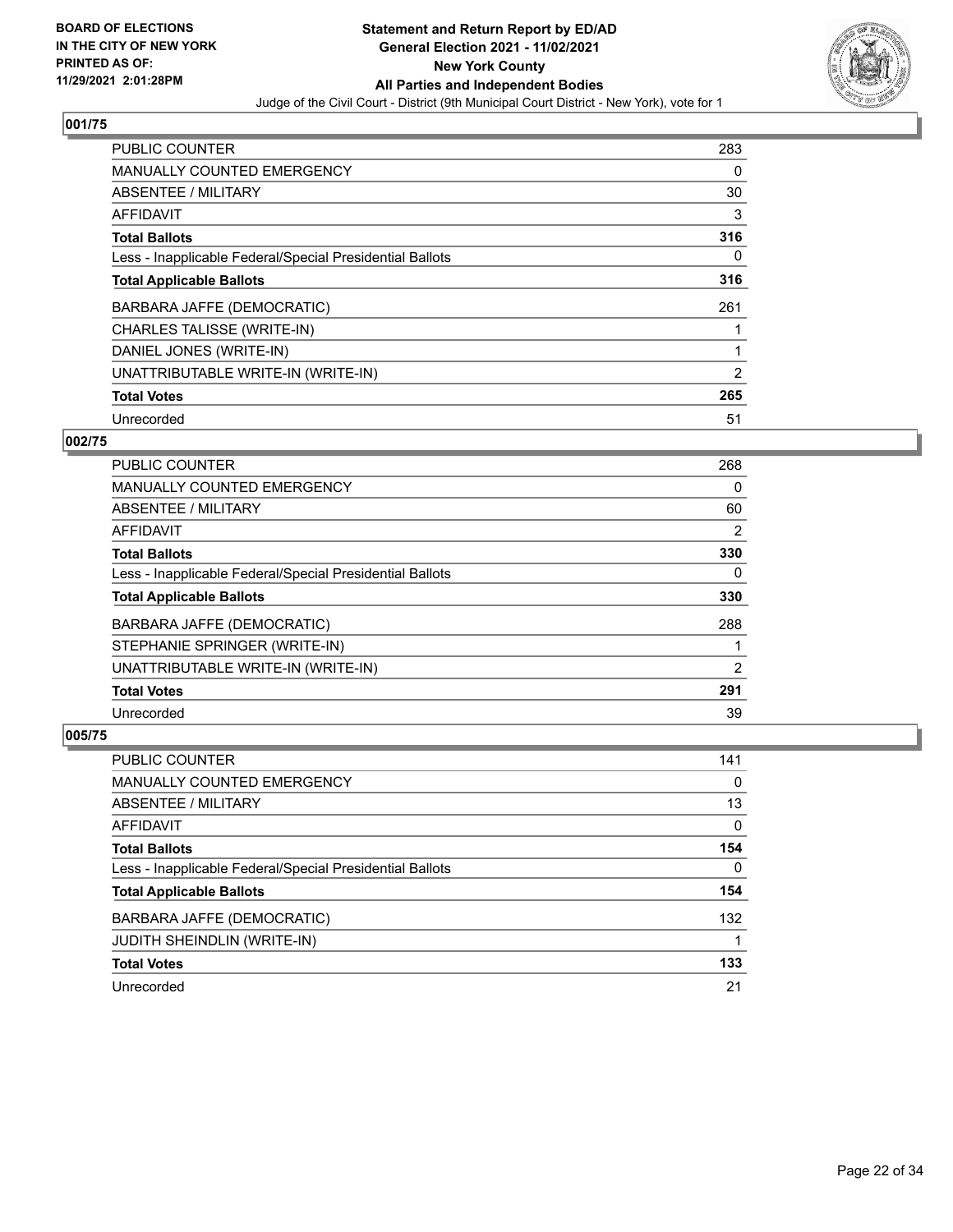**BOARD OF ELECTIONS IN THE CITY OF NEW YORK PRINTED AS OF: 11/29/2021 2:01:28PM**

# Statement and Return Report by ED/AD
## General Election 2021 - 11/02/2021
## New York County
## All Parties and Independent Bodies
Judge of the Civil Court - District (9th Municipal Court District - New York), vote for 1

### 001/75

| | |
|---|---|
| PUBLIC COUNTER | 283 |
| MANUALLY COUNTED EMERGENCY | 0 |
| ABSENTEE / MILITARY | 30 |
| AFFIDAVIT | 3 |
| **Total Ballots** | **316** |
| Less - Inapplicable Federal/Special Presidential Ballots | 0 |
| **Total Applicable Ballots** | **316** |
| BARBARA JAFFE (DEMOCRATIC) | 261 |
| CHARLES TALISSE (WRITE-IN) | 1 |
| DANIEL JONES (WRITE-IN) | 1 |
| UNATTRIBUTABLE WRITE-IN (WRITE-IN) | 2 |
| **Total Votes** | **265** |
| Unrecorded | 51 |

### 002/75

| | |
|---|---|
| PUBLIC COUNTER | 268 |
| MANUALLY COUNTED EMERGENCY | 0 |
| ABSENTEE / MILITARY | 60 |
| AFFIDAVIT | 2 |
| **Total Ballots** | **330** |
| Less - Inapplicable Federal/Special Presidential Ballots | 0 |
| **Total Applicable Ballots** | **330** |
| BARBARA JAFFE (DEMOCRATIC) | 288 |
| STEPHANIE SPRINGER (WRITE-IN) | 1 |
| UNATTRIBUTABLE WRITE-IN (WRITE-IN) | 2 |
| **Total Votes** | **291** |
| Unrecorded | 39 |

### 005/75

| | |
|---|---|
| PUBLIC COUNTER | 141 |
| MANUALLY COUNTED EMERGENCY | 0 |
| ABSENTEE / MILITARY | 13 |
| AFFIDAVIT | 0 |
| **Total Ballots** | **154** |
| Less - Inapplicable Federal/Special Presidential Ballots | 0 |
| **Total Applicable Ballots** | **154** |
| BARBARA JAFFE (DEMOCRATIC) | 132 |
| JUDITH SHEINDLIN (WRITE-IN) | 1 |
| **Total Votes** | **133** |
| Unrecorded | 21 |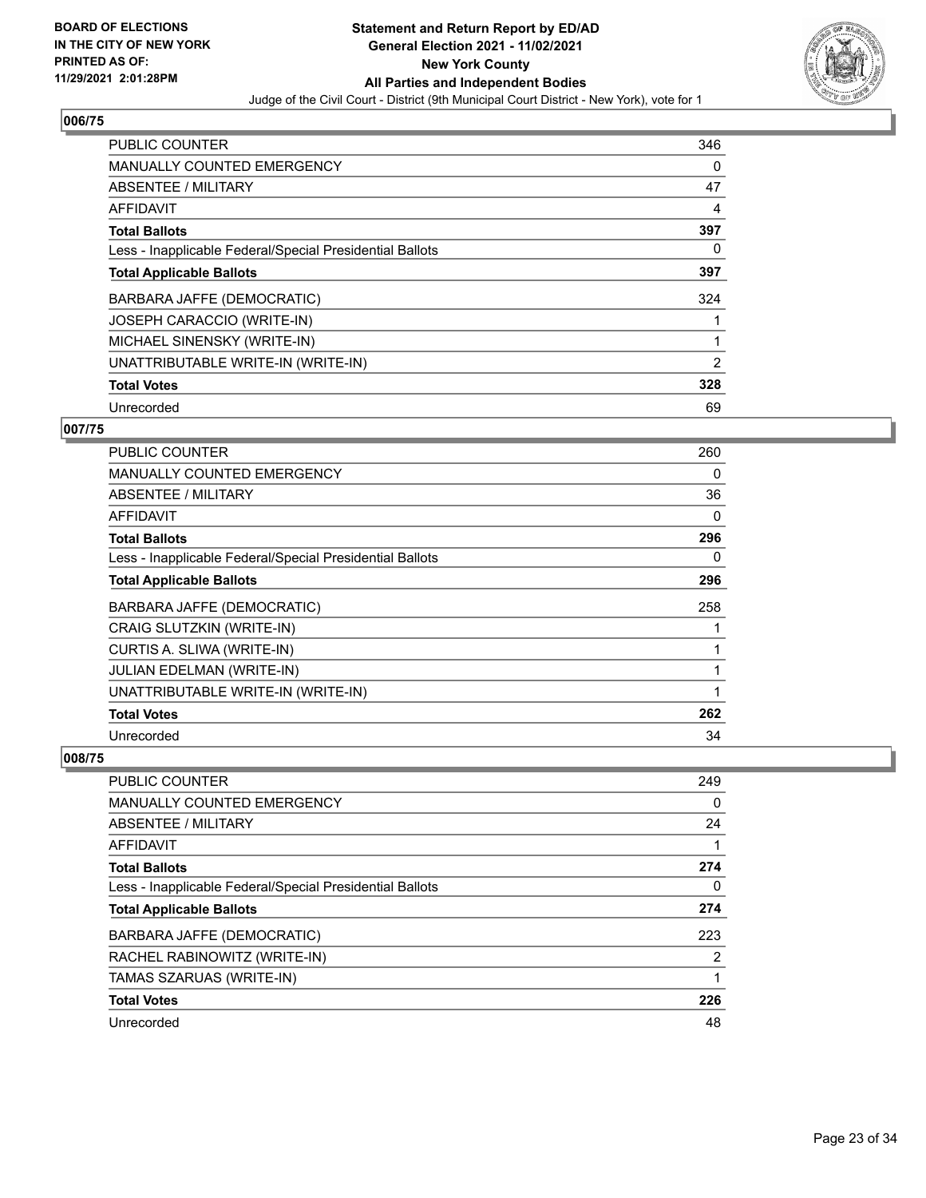**BOARD OF ELECTIONS IN THE CITY OF NEW YORK PRINTED AS OF: 11/29/2021 2:01:28PM**

# Statement and Return Report by ED/AD
## General Election 2021 - 11/02/2021
## New York County
## All Parties and Independent Bodies
Judge of the Civil Court - District (9th Municipal Court District - New York), vote for 1

### 006/75

| | |
|---|---|
| PUBLIC COUNTER | 346 |
| MANUALLY COUNTED EMERGENCY | 0 |
| ABSENTEE / MILITARY | 47 |
| AFFIDAVIT | 4 |
| **Total Ballots** | **397** |
| Less - Inapplicable Federal/Special Presidential Ballots | 0 |
| **Total Applicable Ballots** | **397** |
| BARBARA JAFFE (DEMOCRATIC) | 324 |
| JOSEPH CARACCIO (WRITE-IN) | 1 |
| MICHAEL SINENSKY (WRITE-IN) | 1 |
| UNATTRIBUTABLE WRITE-IN (WRITE-IN) | 2 |
| **Total Votes** | **328** |
| Unrecorded | 69 |

### 007/75

| | |
|---|---|
| PUBLIC COUNTER | 260 |
| MANUALLY COUNTED EMERGENCY | 0 |
| ABSENTEE / MILITARY | 36 |
| AFFIDAVIT | 0 |
| **Total Ballots** | **296** |
| Less - Inapplicable Federal/Special Presidential Ballots | 0 |
| **Total Applicable Ballots** | **296** |
| BARBARA JAFFE (DEMOCRATIC) | 258 |
| CRAIG SLUTZKIN (WRITE-IN) | 1 |
| CURTIS A. SLIWA (WRITE-IN) | 1 |
| JULIAN EDELMAN (WRITE-IN) | 1 |
| UNATTRIBUTABLE WRITE-IN (WRITE-IN) | 1 |
| **Total Votes** | **262** |
| Unrecorded | 34 |

### 008/75

| | |
|---|---|
| PUBLIC COUNTER | 249 |
| MANUALLY COUNTED EMERGENCY | 0 |
| ABSENTEE / MILITARY | 24 |
| AFFIDAVIT | 1 |
| **Total Ballots** | **274** |
| Less - Inapplicable Federal/Special Presidential Ballots | 0 |
| **Total Applicable Ballots** | **274** |
| BARBARA JAFFE (DEMOCRATIC) | 223 |
| RACHEL RABINOWITZ (WRITE-IN) | 2 |
| TAMAS SZARUAS (WRITE-IN) | 1 |
| **Total Votes** | **226** |
| Unrecorded | 48 |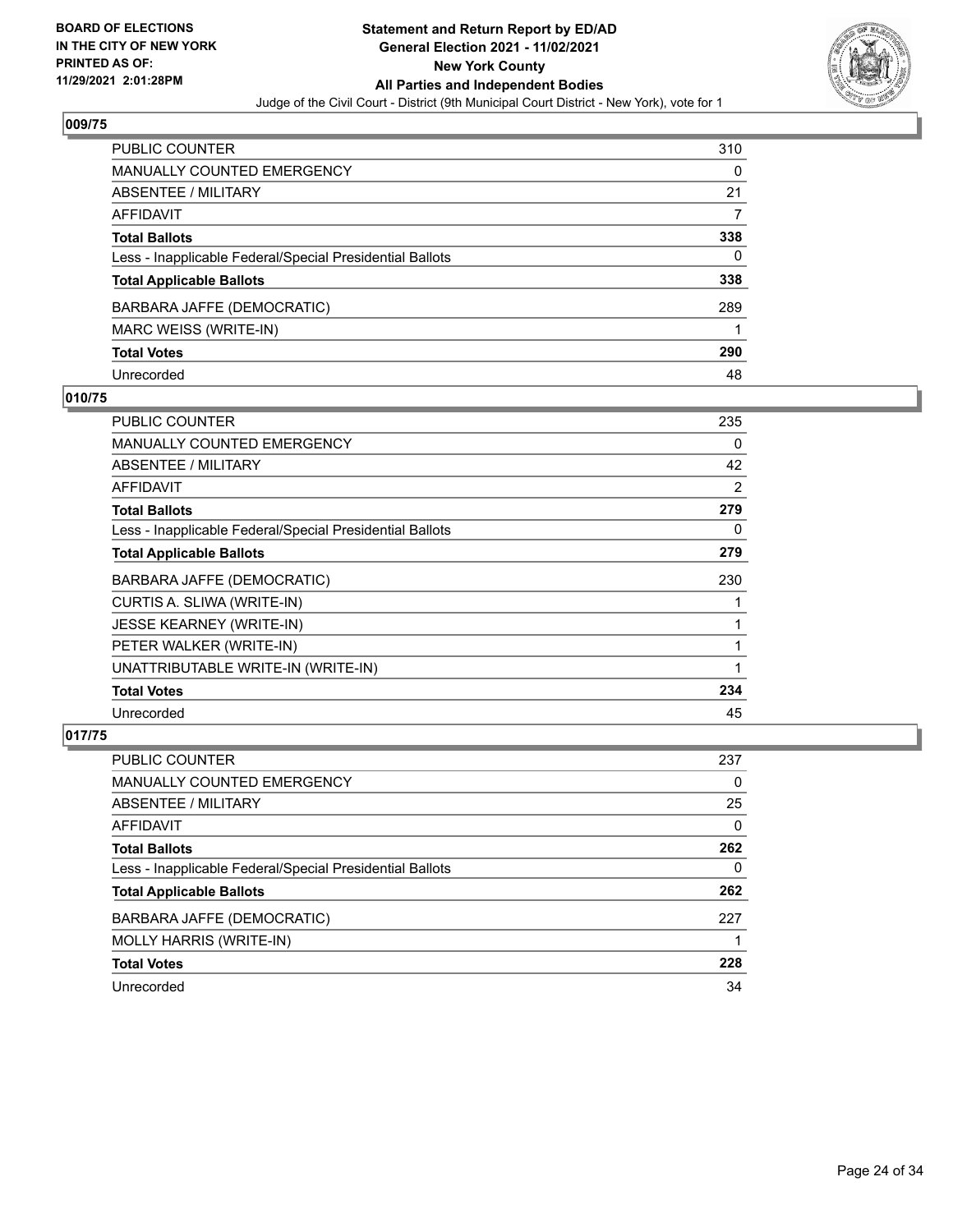## 009/75

| | |
|---|---|
| PUBLIC COUNTER | 310 |
| MANUALLY COUNTED EMERGENCY | 0 |
| ABSENTEE / MILITARY | 21 |
| AFFIDAVIT | 7 |
| **Total Ballots** | **338** |
| Less - Inapplicable Federal/Special Presidential Ballots | 0 |
| **Total Applicable Ballots** | **338** |
| BARBARA JAFFE (DEMOCRATIC) | 289 |
| MARC WEISS (WRITE-IN) | 1 |
| **Total Votes** | **290** |
| Unrecorded | 48 |

## 010/75

| | |
|---|---|
| PUBLIC COUNTER | 235 |
| MANUALLY COUNTED EMERGENCY | 0 |
| ABSENTEE / MILITARY | 42 |
| AFFIDAVIT | 2 |
| **Total Ballots** | **279** |
| Less - Inapplicable Federal/Special Presidential Ballots | 0 |
| **Total Applicable Ballots** | **279** |
| BARBARA JAFFE (DEMOCRATIC) | 230 |
| CURTIS A. SLIWA (WRITE-IN) | 1 |
| JESSE KEARNEY (WRITE-IN) | 1 |
| PETER WALKER (WRITE-IN) | 1 |
| UNATTRIBUTABLE WRITE-IN (WRITE-IN) | 1 |
| **Total Votes** | **234** |
| Unrecorded | 45 |

## 017/75

| | |
|---|---|
| PUBLIC COUNTER | 237 |
| MANUALLY COUNTED EMERGENCY | 0 |
| ABSENTEE / MILITARY | 25 |
| AFFIDAVIT | 0 |
| **Total Ballots** | **262** |
| Less - Inapplicable Federal/Special Presidential Ballots | 0 |
| **Total Applicable Ballots** | **262** |
| BARBARA JAFFE (DEMOCRATIC) | 227 |
| MOLLY HARRIS (WRITE-IN) | 1 |
| **Total Votes** | **228** |
| Unrecorded | 34 |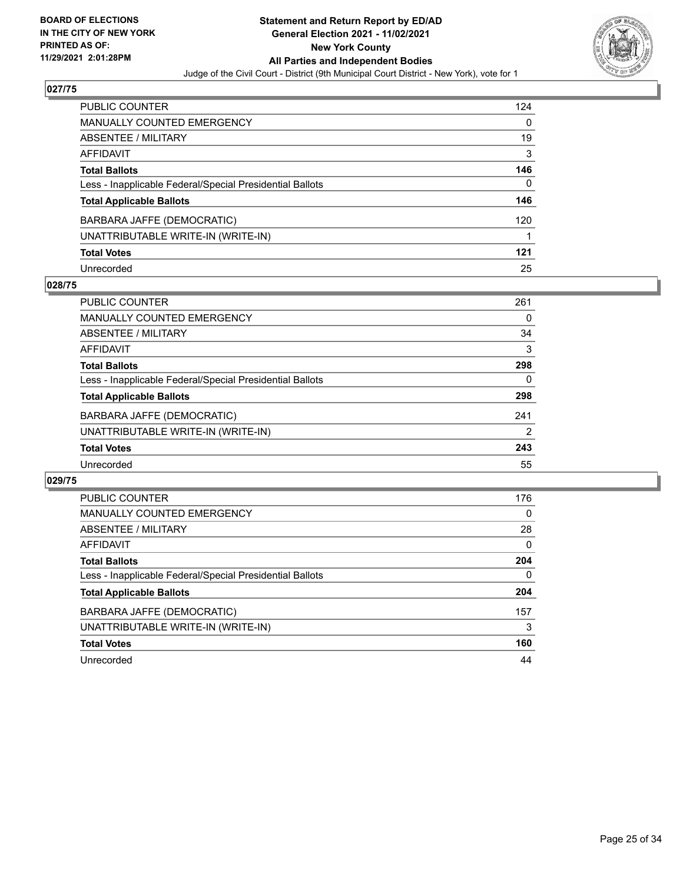**BOARD OF ELECTIONS IN THE CITY OF NEW YORK PRINTED AS OF: 11/29/2021 2:01:28PM**

**Statement and Return Report by ED/AD General Election 2021 - 11/02/2021 New York County All Parties and Independent Bodies**

Judge of the Civil Court - District (9th Municipal Court District - New York), vote for 1

## 027/75

| | |
|---|---|
| PUBLIC COUNTER | 124 |
| MANUALLY COUNTED EMERGENCY | 0 |
| ABSENTEE / MILITARY | 19 |
| AFFIDAVIT | 3 |
| **Total Ballots** | **146** |
| Less - Inapplicable Federal/Special Presidential Ballots | 0 |
| **Total Applicable Ballots** | **146** |
| BARBARA JAFFE (DEMOCRATIC) | 120 |
| UNATTRIBUTABLE WRITE-IN (WRITE-IN) | 1 |
| **Total Votes** | **121** |
| Unrecorded | 25 |

## 028/75

| | |
|---|---|
| PUBLIC COUNTER | 261 |
| MANUALLY COUNTED EMERGENCY | 0 |
| ABSENTEE / MILITARY | 34 |
| AFFIDAVIT | 3 |
| **Total Ballots** | **298** |
| Less - Inapplicable Federal/Special Presidential Ballots | 0 |
| **Total Applicable Ballots** | **298** |
| BARBARA JAFFE (DEMOCRATIC) | 241 |
| UNATTRIBUTABLE WRITE-IN (WRITE-IN) | 2 |
| **Total Votes** | **243** |
| Unrecorded | 55 |

## 029/75

| | |
|---|---|
| PUBLIC COUNTER | 176 |
| MANUALLY COUNTED EMERGENCY | 0 |
| ABSENTEE / MILITARY | 28 |
| AFFIDAVIT | 0 |
| **Total Ballots** | **204** |
| Less - Inapplicable Federal/Special Presidential Ballots | 0 |
| **Total Applicable Ballots** | **204** |
| BARBARA JAFFE (DEMOCRATIC) | 157 |
| UNATTRIBUTABLE WRITE-IN (WRITE-IN) | 3 |
| **Total Votes** | **160** |
| Unrecorded | 44 |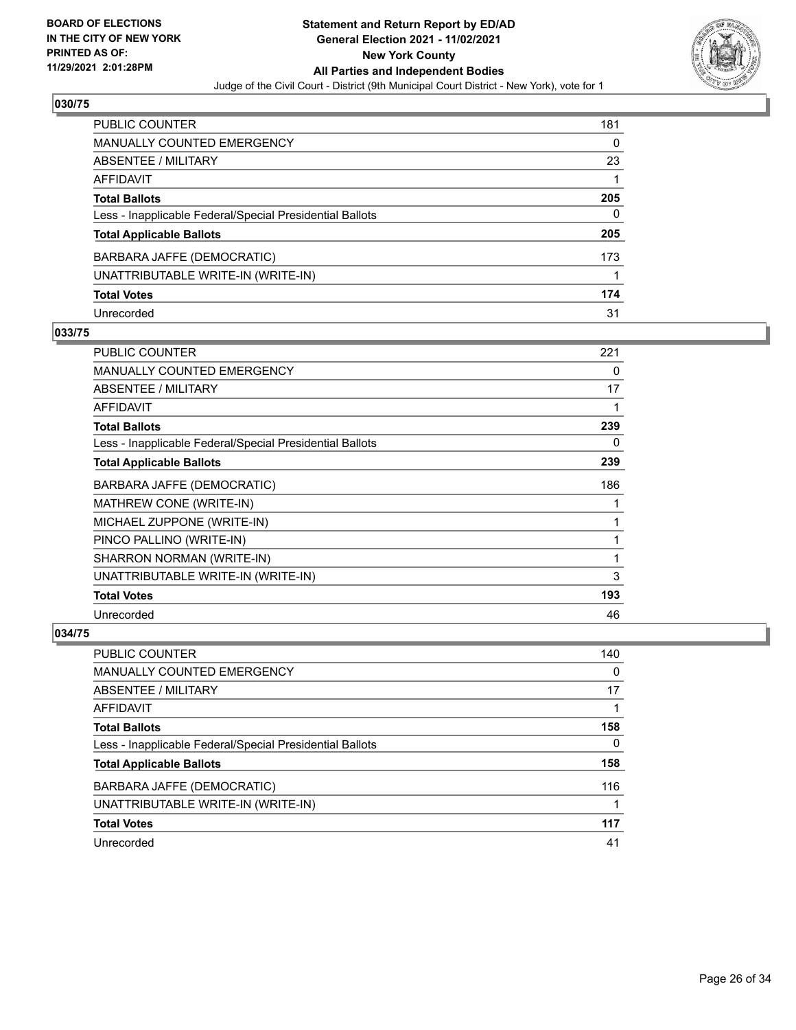## 030/75

| | |
|---|---|
| PUBLIC COUNTER | 181 |
| MANUALLY COUNTED EMERGENCY | 0 |
| ABSENTEE / MILITARY | 23 |
| AFFIDAVIT | 1 |
| **Total Ballots** | **205** |
| Less - Inapplicable Federal/Special Presidential Ballots | 0 |
| **Total Applicable Ballots** | **205** |
| BARBARA JAFFE (DEMOCRATIC) | 173 |
| UNATTRIBUTABLE WRITE-IN (WRITE-IN) | 1 |
| **Total Votes** | **174** |
| Unrecorded | 31 |

## 033/75

| | |
|---|---|
| PUBLIC COUNTER | 221 |
| MANUALLY COUNTED EMERGENCY | 0 |
| ABSENTEE / MILITARY | 17 |
| AFFIDAVIT | 1 |
| **Total Ballots** | **239** |
| Less - Inapplicable Federal/Special Presidential Ballots | 0 |
| **Total Applicable Ballots** | **239** |
| BARBARA JAFFE (DEMOCRATIC) | 186 |
| MATHREW CONE (WRITE-IN) | 1 |
| MICHAEL ZUPPONE (WRITE-IN) | 1 |
| PINCO PALLINO (WRITE-IN) | 1 |
| SHARRON NORMAN (WRITE-IN) | 1 |
| UNATTRIBUTABLE WRITE-IN (WRITE-IN) | 3 |
| **Total Votes** | **193** |
| Unrecorded | 46 |

## 034/75

| | |
|---|---|
| PUBLIC COUNTER | 140 |
| MANUALLY COUNTED EMERGENCY | 0 |
| ABSENTEE / MILITARY | 17 |
| AFFIDAVIT | 1 |
| **Total Ballots** | **158** |
| Less - Inapplicable Federal/Special Presidential Ballots | 0 |
| **Total Applicable Ballots** | **158** |
| BARBARA JAFFE (DEMOCRATIC) | 116 |
| UNATTRIBUTABLE WRITE-IN (WRITE-IN) | 1 |
| **Total Votes** | **117** |
| Unrecorded | 41 |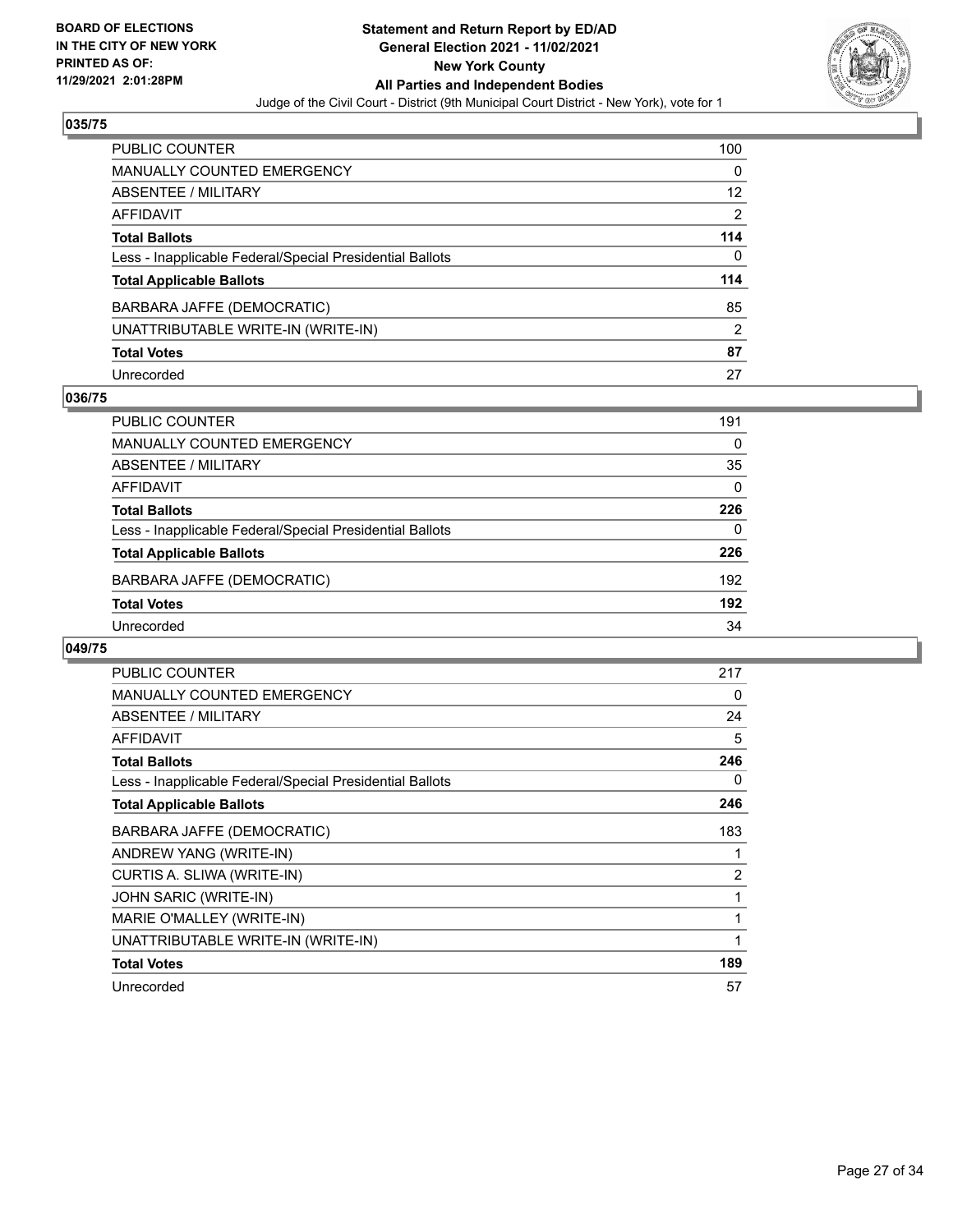**BOARD OF ELECTIONS IN THE CITY OF NEW YORK PRINTED AS OF: 11/29/2021 2:01:28PM**

# Statement and Return Report by ED/AD
## General Election 2021 - 11/02/2021
## New York County
## All Parties and Independent Bodies
Judge of the Civil Court - District (9th Municipal Court District - New York), vote for 1

### 035/75

| | |
|---|---|
| PUBLIC COUNTER | 100 |
| MANUALLY COUNTED EMERGENCY | 0 |
| ABSENTEE / MILITARY | 12 |
| AFFIDAVIT | 2 |
| **Total Ballots** | **114** |
| Less - Inapplicable Federal/Special Presidential Ballots | 0 |
| **Total Applicable Ballots** | **114** |
| BARBARA JAFFE (DEMOCRATIC) | 85 |
| UNATTRIBUTABLE WRITE-IN (WRITE-IN) | 2 |
| **Total Votes** | **87** |
| Unrecorded | 27 |

### 036/75

| | |
|---|---|
| PUBLIC COUNTER | 191 |
| MANUALLY COUNTED EMERGENCY | 0 |
| ABSENTEE / MILITARY | 35 |
| AFFIDAVIT | 0 |
| **Total Ballots** | **226** |
| Less - Inapplicable Federal/Special Presidential Ballots | 0 |
| **Total Applicable Ballots** | **226** |
| BARBARA JAFFE (DEMOCRATIC) | 192 |
| **Total Votes** | **192** |
| Unrecorded | 34 |

### 049/75

| | |
|---|---|
| PUBLIC COUNTER | 217 |
| MANUALLY COUNTED EMERGENCY | 0 |
| ABSENTEE / MILITARY | 24 |
| AFFIDAVIT | 5 |
| **Total Ballots** | **246** |
| Less - Inapplicable Federal/Special Presidential Ballots | 0 |
| **Total Applicable Ballots** | **246** |
| BARBARA JAFFE (DEMOCRATIC) | 183 |
| ANDREW YANG (WRITE-IN) | 1 |
| CURTIS A. SLIWA (WRITE-IN) | 2 |
| JOHN SARIC (WRITE-IN) | 1 |
| MARIE O'MALLEY (WRITE-IN) | 1 |
| UNATTRIBUTABLE WRITE-IN (WRITE-IN) | 1 |
| **Total Votes** | **189** |
| Unrecorded | 57 |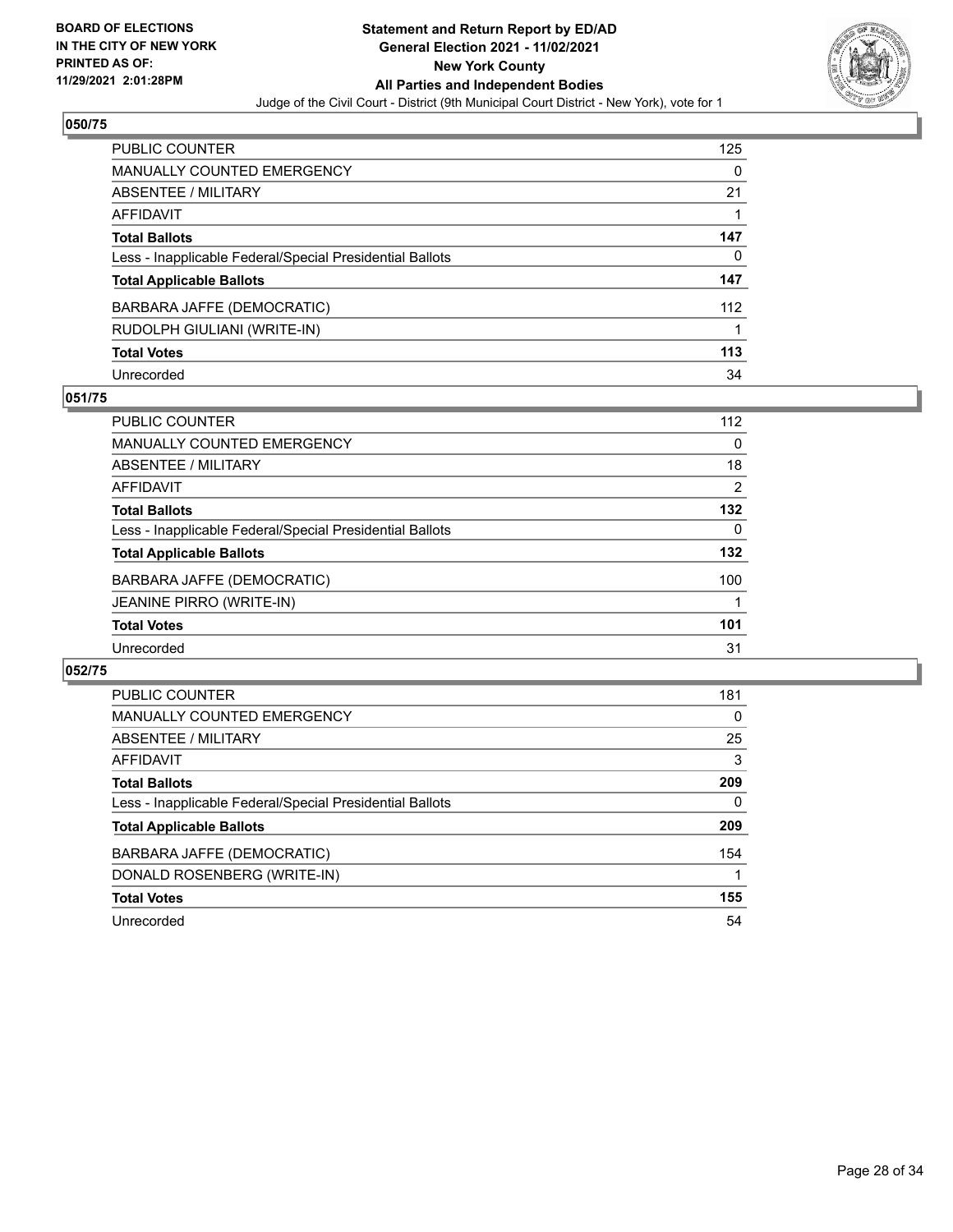**BOARD OF ELECTIONS IN THE CITY OF NEW YORK PRINTED AS OF: 11/29/2021 2:01:28PM**

**Statement and Return Report by ED/AD General Election 2021 - 11/02/2021 New York County All Parties and Independent Bodies**

Judge of the Civil Court - District (9th Municipal Court District - New York), vote for 1

## 050/75

| | |
|---|---|
| PUBLIC COUNTER | 125 |
| MANUALLY COUNTED EMERGENCY | 0 |
| ABSENTEE / MILITARY | 21 |
| AFFIDAVIT | 1 |
| **Total Ballots** | **147** |
| Less - Inapplicable Federal/Special Presidential Ballots | 0 |
| **Total Applicable Ballots** | **147** |
| BARBARA JAFFE (DEMOCRATIC) | 112 |
| RUDOLPH GIULIANI (WRITE-IN) | 1 |
| **Total Votes** | **113** |
| Unrecorded | 34 |

## 051/75

| | |
|---|---|
| PUBLIC COUNTER | 112 |
| MANUALLY COUNTED EMERGENCY | 0 |
| ABSENTEE / MILITARY | 18 |
| AFFIDAVIT | 2 |
| **Total Ballots** | **132** |
| Less - Inapplicable Federal/Special Presidential Ballots | 0 |
| **Total Applicable Ballots** | **132** |
| BARBARA JAFFE (DEMOCRATIC) | 100 |
| JEANINE PIRRO (WRITE-IN) | 1 |
| **Total Votes** | **101** |
| Unrecorded | 31 |

## 052/75

| | |
|---|---|
| PUBLIC COUNTER | 181 |
| MANUALLY COUNTED EMERGENCY | 0 |
| ABSENTEE / MILITARY | 25 |
| AFFIDAVIT | 3 |
| **Total Ballots** | **209** |
| Less - Inapplicable Federal/Special Presidential Ballots | 0 |
| **Total Applicable Ballots** | **209** |
| BARBARA JAFFE (DEMOCRATIC) | 154 |
| DONALD ROSENBERG (WRITE-IN) | 1 |
| **Total Votes** | **155** |
| Unrecorded | 54 |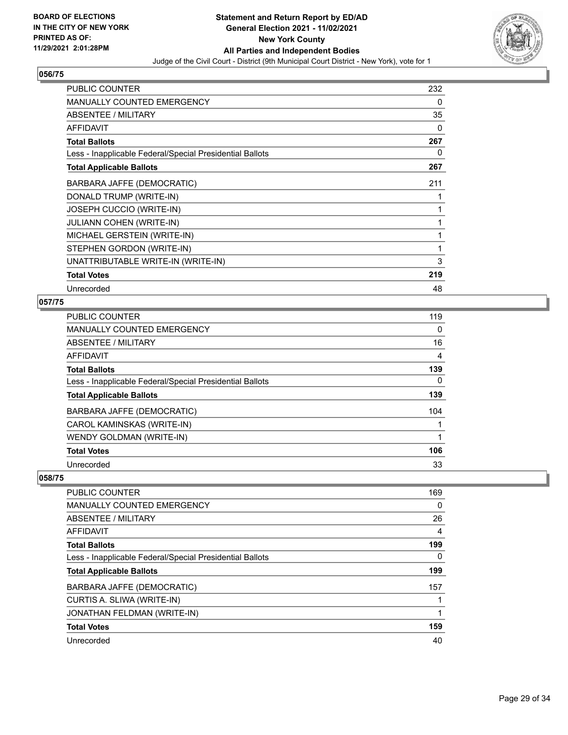## 056/75

| | |
|---|---|
| PUBLIC COUNTER | 232 |
| MANUALLY COUNTED EMERGENCY | 0 |
| ABSENTEE / MILITARY | 35 |
| AFFIDAVIT | 0 |
| **Total Ballots** | **267** |
| Less - Inapplicable Federal/Special Presidential Ballots | 0 |
| **Total Applicable Ballots** | **267** |
| BARBARA JAFFE (DEMOCRATIC) | 211 |
| DONALD TRUMP (WRITE-IN) | 1 |
| JOSEPH CUCCIO (WRITE-IN) | 1 |
| JULIANN COHEN (WRITE-IN) | 1 |
| MICHAEL GERSTEIN (WRITE-IN) | 1 |
| STEPHEN GORDON (WRITE-IN) | 1 |
| UNATTRIBUTABLE WRITE-IN (WRITE-IN) | 3 |
| **Total Votes** | **219** |
| Unrecorded | 48 |

## 057/75

| | |
|---|---|
| PUBLIC COUNTER | 119 |
| MANUALLY COUNTED EMERGENCY | 0 |
| ABSENTEE / MILITARY | 16 |
| AFFIDAVIT | 4 |
| **Total Ballots** | **139** |
| Less - Inapplicable Federal/Special Presidential Ballots | 0 |
| **Total Applicable Ballots** | **139** |
| BARBARA JAFFE (DEMOCRATIC) | 104 |
| CAROL KAMINSKAS (WRITE-IN) | 1 |
| WENDY GOLDMAN (WRITE-IN) | 1 |
| **Total Votes** | **106** |
| Unrecorded | 33 |

## 058/75

| | |
|---|---|
| PUBLIC COUNTER | 169 |
| MANUALLY COUNTED EMERGENCY | 0 |
| ABSENTEE / MILITARY | 26 |
| AFFIDAVIT | 4 |
| **Total Ballots** | **199** |
| Less - Inapplicable Federal/Special Presidential Ballots | 0 |
| **Total Applicable Ballots** | **199** |
| BARBARA JAFFE (DEMOCRATIC) | 157 |
| CURTIS A. SLIWA (WRITE-IN) | 1 |
| JONATHAN FELDMAN (WRITE-IN) | 1 |
| **Total Votes** | **159** |
| Unrecorded | 40 |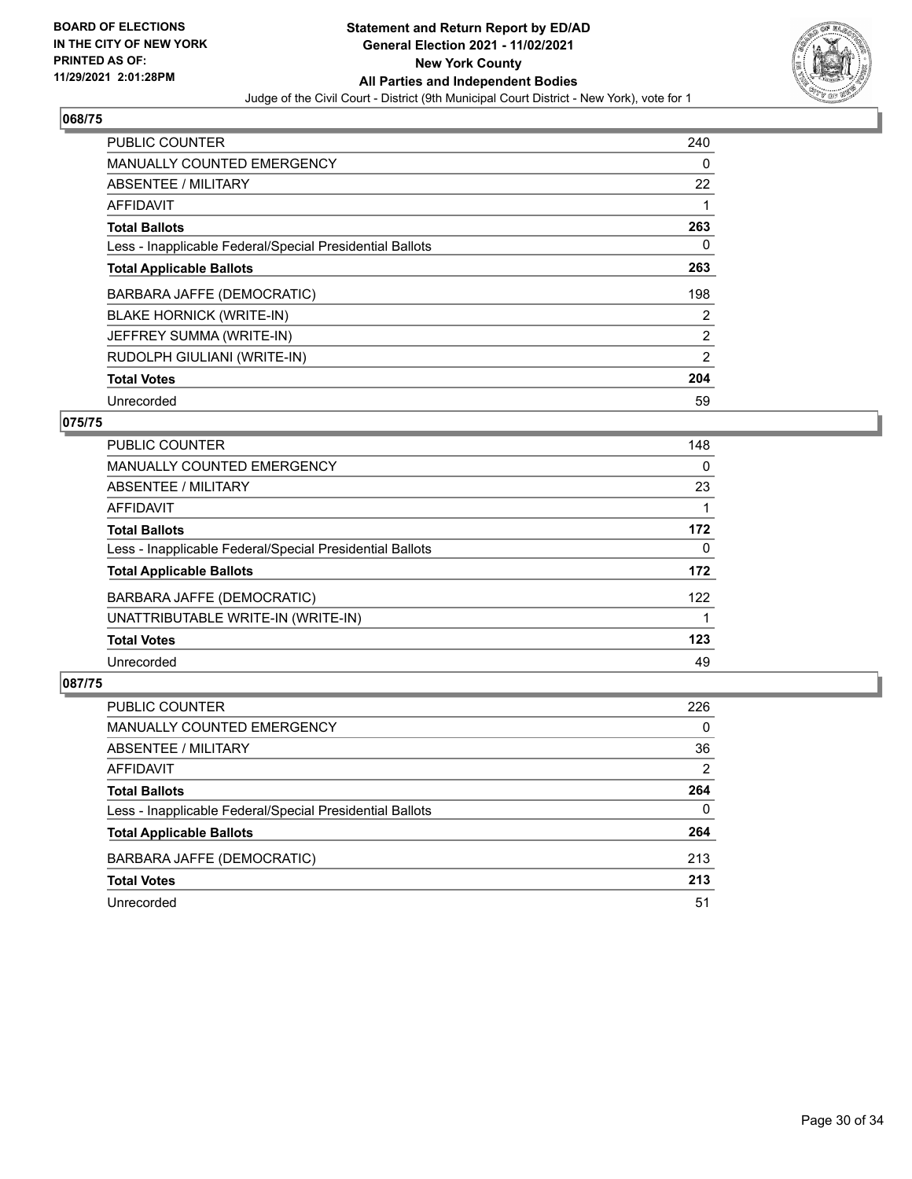**BOARD OF ELECTIONS IN THE CITY OF NEW YORK PRINTED AS OF: 11/29/2021 2:01:28PM**

**Statement and Return Report by ED/AD General Election 2021 - 11/02/2021 New York County All Parties and Independent Bodies**

Judge of the Civil Court - District (9th Municipal Court District - New York), vote for 1

### 068/75

| | |
|---|---|
| PUBLIC COUNTER | 240 |
| MANUALLY COUNTED EMERGENCY | 0 |
| ABSENTEE / MILITARY | 22 |
| AFFIDAVIT | 1 |
| **Total Ballots** | **263** |
| Less - Inapplicable Federal/Special Presidential Ballots | 0 |
| **Total Applicable Ballots** | **263** |
| BARBARA JAFFE (DEMOCRATIC) | 198 |
| BLAKE HORNICK (WRITE-IN) | 2 |
| JEFFREY SUMMA (WRITE-IN) | 2 |
| RUDOLPH GIULIANI (WRITE-IN) | 2 |
| **Total Votes** | **204** |
| Unrecorded | 59 |

### 075/75

| | |
|---|---|
| PUBLIC COUNTER | 148 |
| MANUALLY COUNTED EMERGENCY | 0 |
| ABSENTEE / MILITARY | 23 |
| AFFIDAVIT | 1 |
| **Total Ballots** | **172** |
| Less - Inapplicable Federal/Special Presidential Ballots | 0 |
| **Total Applicable Ballots** | **172** |
| BARBARA JAFFE (DEMOCRATIC) | 122 |
| UNATTRIBUTABLE WRITE-IN (WRITE-IN) | 1 |
| **Total Votes** | **123** |
| Unrecorded | 49 |

### 087/75

| | |
|---|---|
| PUBLIC COUNTER | 226 |
| MANUALLY COUNTED EMERGENCY | 0 |
| ABSENTEE / MILITARY | 36 |
| AFFIDAVIT | 2 |
| **Total Ballots** | **264** |
| Less - Inapplicable Federal/Special Presidential Ballots | 0 |
| **Total Applicable Ballots** | **264** |
| BARBARA JAFFE (DEMOCRATIC) | 213 |
| **Total Votes** | **213** |
| Unrecorded | 51 |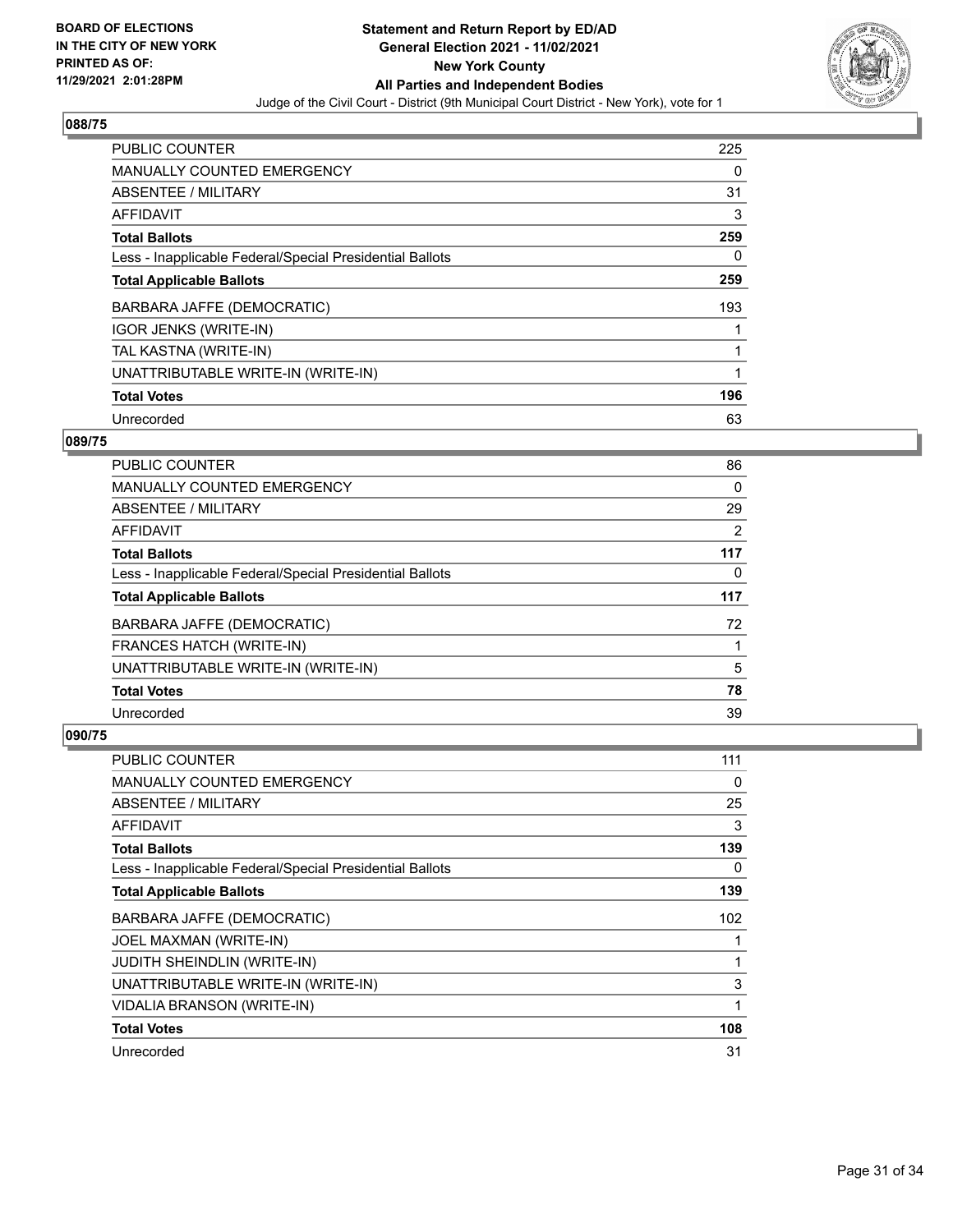**BOARD OF ELECTIONS IN THE CITY OF NEW YORK PRINTED AS OF: 11/29/2021 2:01:28PM**

**Statement and Return Report by ED/AD General Election 2021 - 11/02/2021 New York County All Parties and Independent Bodies**

Judge of the Civil Court - District (9th Municipal Court District - New York), vote for 1

### 088/75

| | |
|---|---|
| PUBLIC COUNTER | 225 |
| MANUALLY COUNTED EMERGENCY | 0 |
| ABSENTEE / MILITARY | 31 |
| AFFIDAVIT | 3 |
| **Total Ballots** | **259** |
| Less - Inapplicable Federal/Special Presidential Ballots | 0 |
| **Total Applicable Ballots** | **259** |
| BARBARA JAFFE (DEMOCRATIC) | 193 |
| IGOR JENKS (WRITE-IN) | 1 |
| TAL KASTNA (WRITE-IN) | 1 |
| UNATTRIBUTABLE WRITE-IN (WRITE-IN) | 1 |
| **Total Votes** | **196** |
| Unrecorded | 63 |

### 089/75

| | |
|---|---|
| PUBLIC COUNTER | 86 |
| MANUALLY COUNTED EMERGENCY | 0 |
| ABSENTEE / MILITARY | 29 |
| AFFIDAVIT | 2 |
| **Total Ballots** | **117** |
| Less - Inapplicable Federal/Special Presidential Ballots | 0 |
| **Total Applicable Ballots** | **117** |
| BARBARA JAFFE (DEMOCRATIC) | 72 |
| FRANCES HATCH (WRITE-IN) | 1 |
| UNATTRIBUTABLE WRITE-IN (WRITE-IN) | 5 |
| **Total Votes** | **78** |
| Unrecorded | 39 |

### 090/75

| | |
|---|---|
| PUBLIC COUNTER | 111 |
| MANUALLY COUNTED EMERGENCY | 0 |
| ABSENTEE / MILITARY | 25 |
| AFFIDAVIT | 3 |
| **Total Ballots** | **139** |
| Less - Inapplicable Federal/Special Presidential Ballots | 0 |
| **Total Applicable Ballots** | **139** |
| BARBARA JAFFE (DEMOCRATIC) | 102 |
| JOEL MAXMAN (WRITE-IN) | 1 |
| JUDITH SHEINDLIN (WRITE-IN) | 1 |
| UNATTRIBUTABLE WRITE-IN (WRITE-IN) | 3 |
| VIDALIA BRANSON (WRITE-IN) | 1 |
| **Total Votes** | **108** |
| Unrecorded | 31 |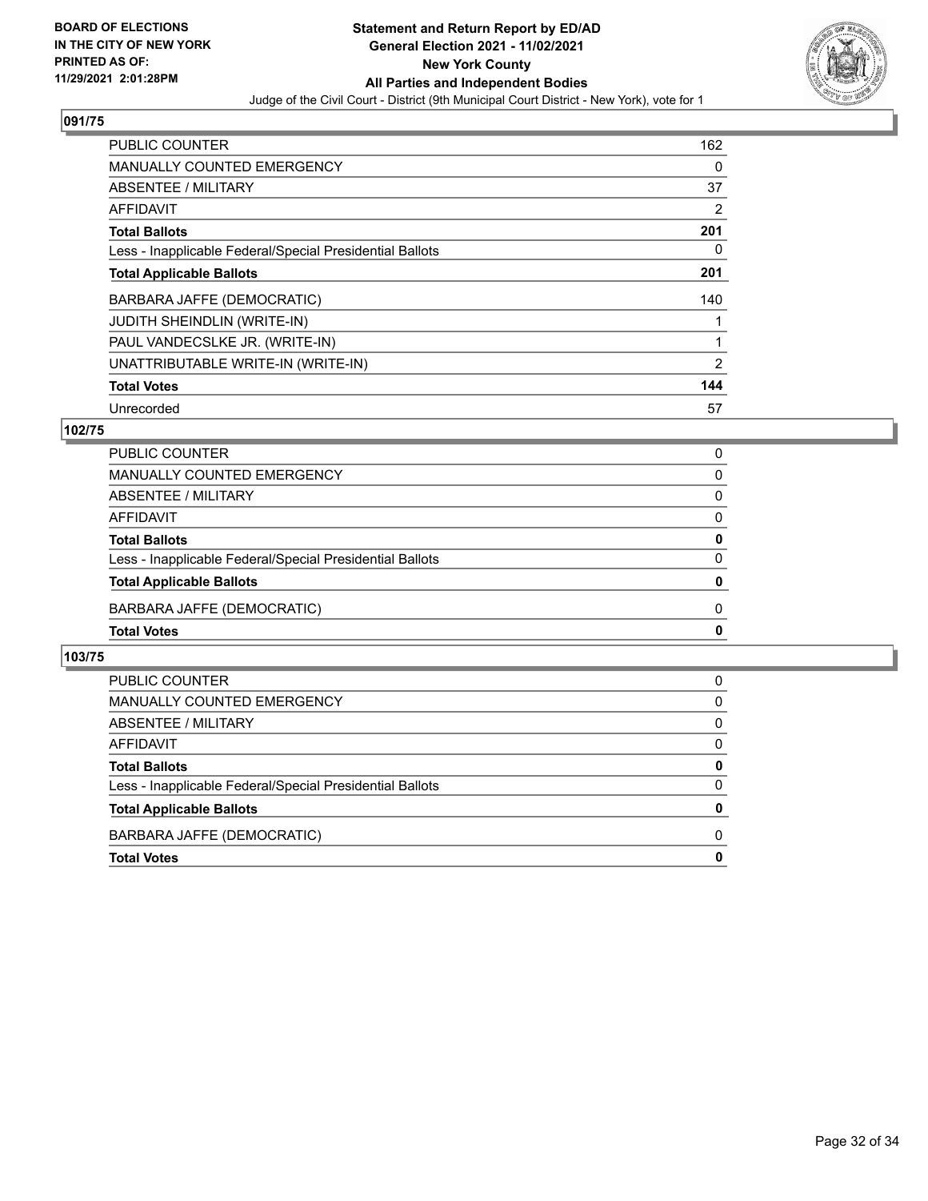**BOARD OF ELECTIONS IN THE CITY OF NEW YORK PRINTED AS OF: 11/29/2021 2:01:28PM**

**Statement and Return Report by ED/AD**
**General Election 2021 - 11/02/2021**
**New York County**
**All Parties and Independent Bodies**
Judge of the Civil Court - District (9th Municipal Court District - New York), vote for 1

## 091/75

| | |
|---|---|
| PUBLIC COUNTER | 162 |
| MANUALLY COUNTED EMERGENCY | 0 |
| ABSENTEE / MILITARY | 37 |
| AFFIDAVIT | 2 |
| **Total Ballots** | **201** |
| Less - Inapplicable Federal/Special Presidential Ballots | 0 |
| **Total Applicable Ballots** | **201** |
| BARBARA JAFFE (DEMOCRATIC) | 140 |
| JUDITH SHEINDLIN (WRITE-IN) | 1 |
| PAUL VANDECSLKE JR. (WRITE-IN) | 1 |
| UNATTRIBUTABLE WRITE-IN (WRITE-IN) | 2 |
| **Total Votes** | **144** |
| Unrecorded | 57 |

## 102/75

| | |
|---|---|
| PUBLIC COUNTER | 0 |
| MANUALLY COUNTED EMERGENCY | 0 |
| ABSENTEE / MILITARY | 0 |
| AFFIDAVIT | 0 |
| **Total Ballots** | **0** |
| Less - Inapplicable Federal/Special Presidential Ballots | 0 |
| **Total Applicable Ballots** | **0** |
| BARBARA JAFFE (DEMOCRATIC) | 0 |
| **Total Votes** | **0** |

## 103/75

| | |
|---|---|
| PUBLIC COUNTER | 0 |
| MANUALLY COUNTED EMERGENCY | 0 |
| ABSENTEE / MILITARY | 0 |
| AFFIDAVIT | 0 |
| **Total Ballots** | **0** |
| Less - Inapplicable Federal/Special Presidential Ballots | 0 |
| **Total Applicable Ballots** | **0** |
| BARBARA JAFFE (DEMOCRATIC) | 0 |
| **Total Votes** | **0** |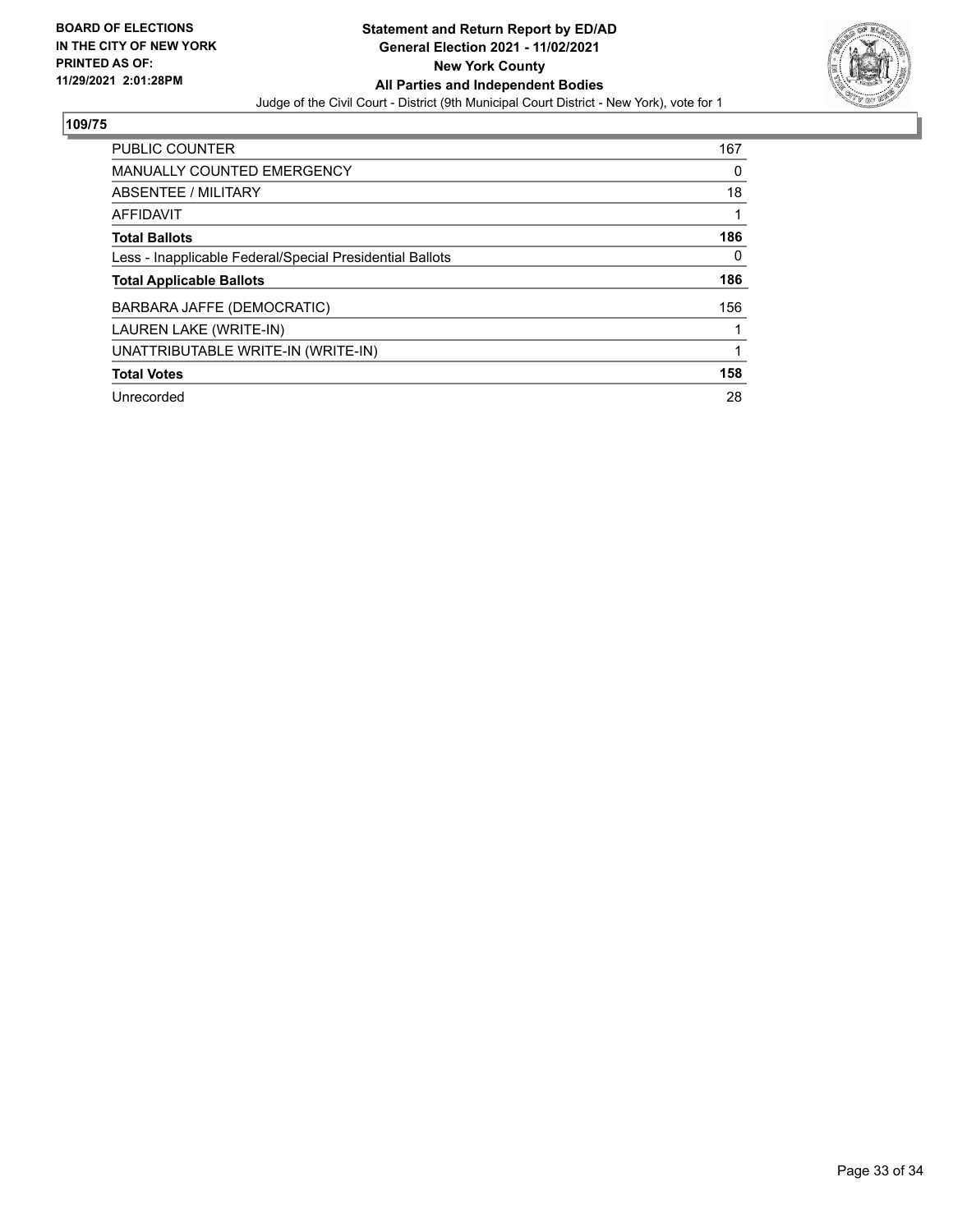**BOARD OF ELECTIONS IN THE CITY OF NEW YORK PRINTED AS OF: 11/29/2021 2:01:28PM**

**Statement and Return Report by ED/AD**
**General Election 2021 - 11/02/2021**
**New York County**
**All Parties and Independent Bodies**

Judge of the Civil Court - District (9th Municipal Court District - New York), vote for 1

## 109/75

| | |
|---|---|
| PUBLIC COUNTER | 167 |
| MANUALLY COUNTED EMERGENCY | 0 |
| ABSENTEE / MILITARY | 18 |
| AFFIDAVIT | 1 |
| **Total Ballots** | **186** |
| Less - Inapplicable Federal/Special Presidential Ballots | 0 |
| **Total Applicable Ballots** | **186** |
| BARBARA JAFFE (DEMOCRATIC) | 156 |
| LAUREN LAKE (WRITE-IN) | 1 |
| UNATTRIBUTABLE WRITE-IN (WRITE-IN) | 1 |
| **Total Votes** | **158** |
| Unrecorded | 28 |